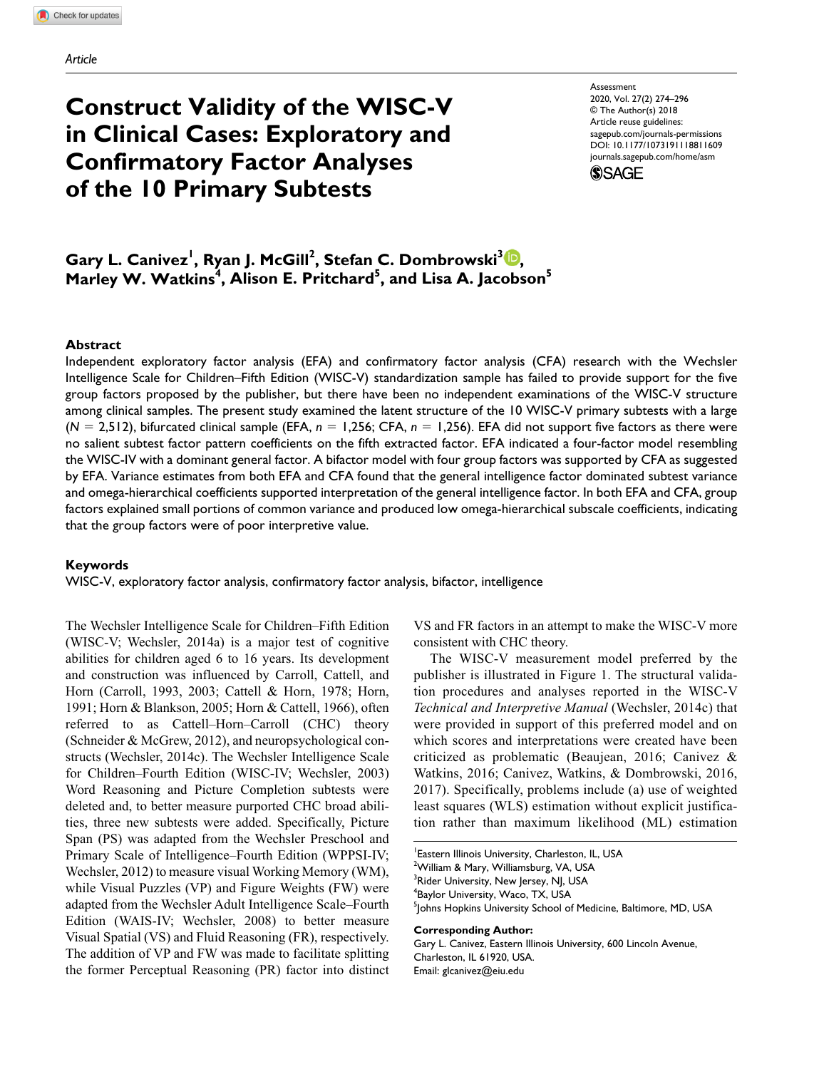Article

# Construct Validity of the WISC-V in Clinical Cases: Exploratory and Confirmatory Factor Analyses of the 10 Primary Subtests

Assessment
2020, Vol. 27(2) 274–296
© The Author(s) 2018
Article reuse guidelines:
sagepub.com/journals-permissions
DOI: 10.1177/1073191118811609
journals.sagepub.com/home/asm

**Gary L. Canivez[1], Ryan J. McGill[2], Stefan C. Dombrowski[3], Marley W. Watkins[4], Alison E. Pritchard[5], and Lisa A. Jacobson[5]**

## Abstract

Independent exploratory factor analysis (EFA) and confirmatory factor analysis (CFA) research with the Wechsler Intelligence Scale for Children–Fifth Edition (WISC-V) standardization sample has failed to provide support for the five group factors proposed by the publisher, but there have been no independent examinations of the WISC-V structure among clinical samples. The present study examined the latent structure of the 10 WISC-V primary subtests with a large ($N = 2{,}512$), bifurcated clinical sample (EFA, $n = 1{,}256$; CFA, $n = 1{,}256$). EFA did not support five factors as there were no salient subtest factor pattern coefficients on the fifth extracted factor. EFA indicated a four-factor model resembling the WISC-IV with a dominant general factor. A bifactor model with four group factors was supported by CFA as suggested by EFA. Variance estimates from both EFA and CFA found that the general intelligence factor dominated subtest variance and omega-hierarchical coefficients supported interpretation of the general intelligence factor. In both EFA and CFA, group factors explained small portions of common variance and produced low omega-hierarchical subscale coefficients, indicating that the group factors were of poor interpretive value.

### Keywords

WISC-V, exploratory factor analysis, confirmatory factor analysis, bifactor, intelligence

The Wechsler Intelligence Scale for Children–Fifth Edition (WISC-V; Wechsler, 2014a) is a major test of cognitive abilities for children aged 6 to 16 years. Its development and construction was influenced by Carroll, Cattell, and Horn (Carroll, 1993, 2003; Cattell & Horn, 1978; Horn, 1991; Horn & Blankson, 2005; Horn & Cattell, 1966), often referred to as Cattell–Horn–Carroll (CHC) theory (Schneider & McGrew, 2012), and neuropsychological constructs (Wechsler, 2014c). The Wechsler Intelligence Scale for Children–Fourth Edition (WISC-IV; Wechsler, 2003) Word Reasoning and Picture Completion subtests were deleted and, to better measure purported CHC broad abilities, three new subtests were added. Specifically, Picture Span (PS) was adapted from the Wechsler Preschool and Primary Scale of Intelligence–Fourth Edition (WPPSI-IV; Wechsler, 2012) to measure visual Working Memory (WM), while Visual Puzzles (VP) and Figure Weights (FW) were adapted from the Wechsler Adult Intelligence Scale–Fourth Edition (WAIS-IV; Wechsler, 2008) to better measure Visual Spatial (VS) and Fluid Reasoning (FR), respectively. The addition of VP and FW was made to facilitate splitting the former Perceptual Reasoning (PR) factor into distinct VS and FR factors in an attempt to make the WISC-V more consistent with CHC theory.

The WISC-V measurement model preferred by the publisher is illustrated in Figure 1. The structural validation procedures and analyses reported in the WISC-V *Technical and Interpretive Manual* (Wechsler, 2014c) that were provided in support of this preferred model and on which scores and interpretations were created have been criticized as problematic (Beaujean, 2016; Canivez & Watkins, 2016; Canivez, Watkins, & Dombrowski, 2016, 2017). Specifically, problems include (a) use of weighted least squares (WLS) estimation without explicit justification rather than maximum likelihood (ML) estimation

[1]Eastern Illinois University, Charleston, IL, USA
[2]William & Mary, Williamsburg, VA, USA
[3]Rider University, New Jersey, NJ, USA
[4]Baylor University, Waco, TX, USA
[5]Johns Hopkins University School of Medicine, Baltimore, MD, USA

**Corresponding Author:**
Gary L. Canivez, Eastern Illinois University, 600 Lincoln Avenue, Charleston, IL 61920, USA.
Email: glcanivez@eiu.edu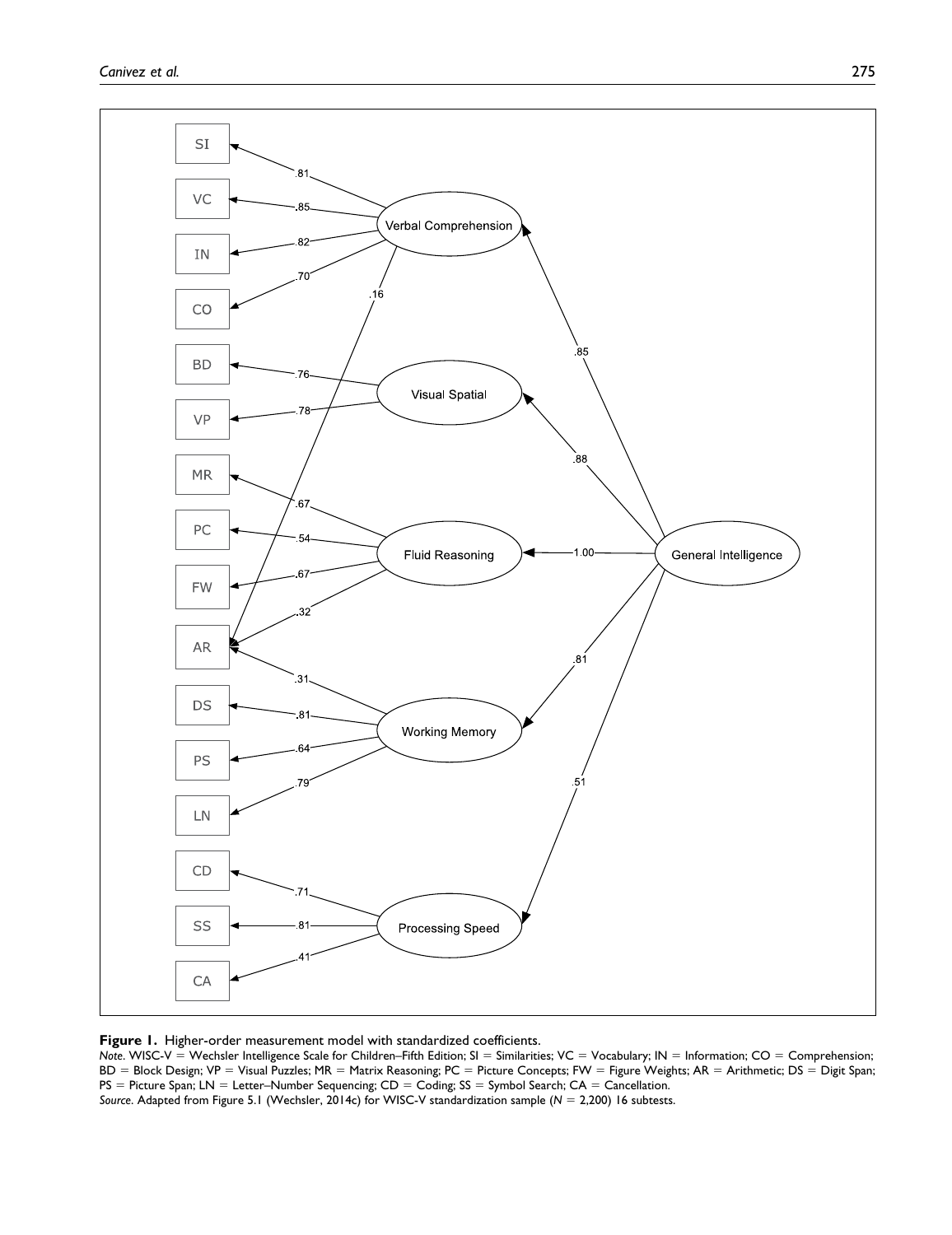**Figure 1.** Higher-order measurement model with standardized coefficients.

*Note.* WISC-V = Wechsler Intelligence Scale for Children–Fifth Edition; SI = Similarities; VC = Vocabulary; IN = Information; CO = Comprehension; BD = Block Design; VP = Visual Puzzles; MR = Matrix Reasoning; PC = Picture Concepts; FW = Figure Weights; AR = Arithmetic; DS = Digit Span; PS = Picture Span; LN = Letter–Number Sequencing; CD = Coding; SS = Symbol Search; CA = Cancellation.

*Source.* Adapted from Figure 5.1 (Wechsler, 2014c) for WISC-V standardization sample ($N$ = 2,200) 16 subtests.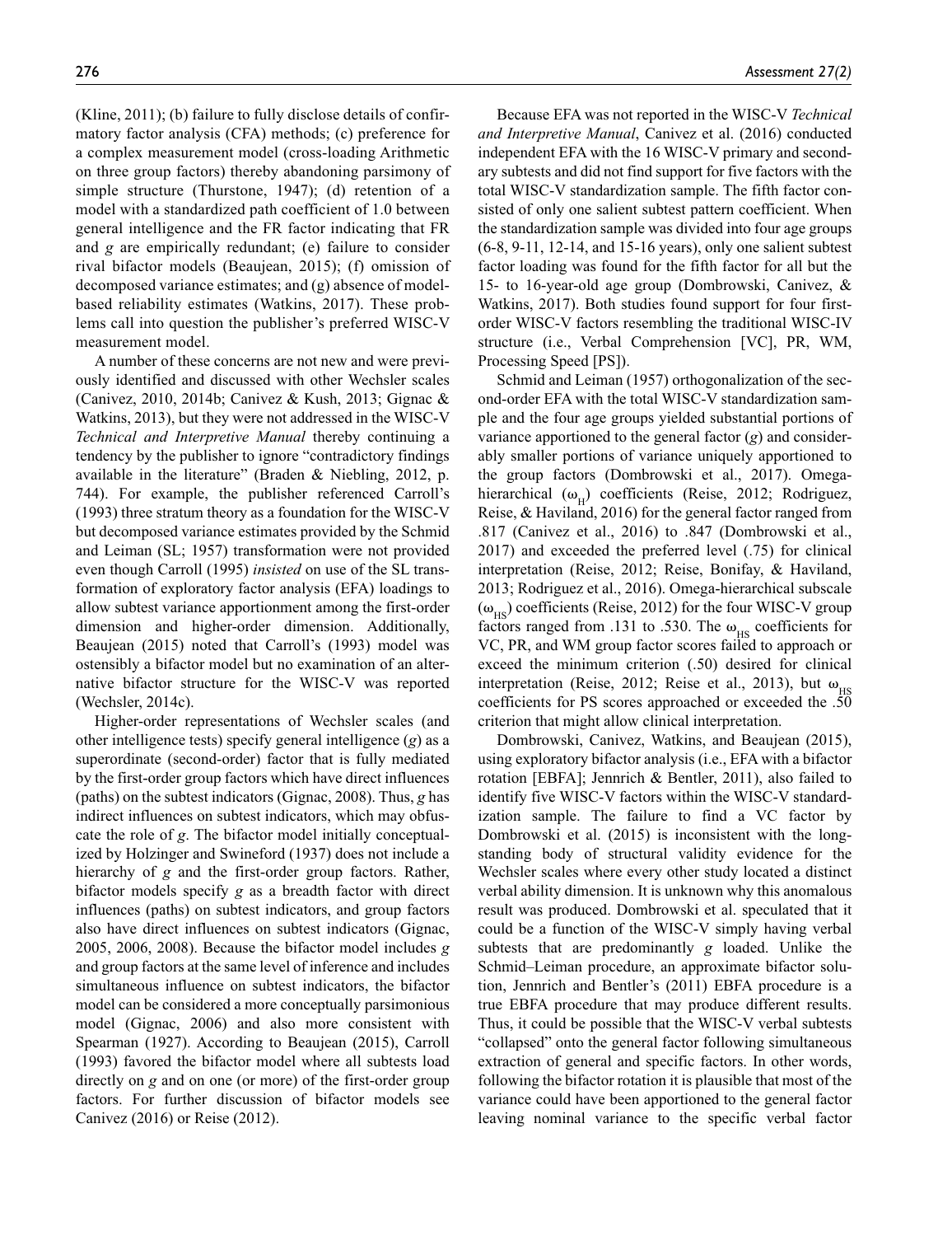(Kline, 2011); (b) failure to fully disclose details of confirmatory factor analysis (CFA) methods; (c) preference for a complex measurement model (cross-loading Arithmetic on three group factors) thereby abandoning parsimony of simple structure (Thurstone, 1947); (d) retention of a model with a standardized path coefficient of 1.0 between general intelligence and the FR factor indicating that FR and *g* are empirically redundant; (e) failure to consider rival bifactor models (Beaujean, 2015); (f) omission of decomposed variance estimates; and (g) absence of model-based reliability estimates (Watkins, 2017). These problems call into question the publisher's preferred WISC-V measurement model.

A number of these concerns are not new and were previously identified and discussed with other Wechsler scales (Canivez, 2010, 2014b; Canivez & Kush, 2013; Gignac & Watkins, 2013), but they were not addressed in the WISC-V *Technical and Interpretive Manual* thereby continuing a tendency by the publisher to ignore "contradictory findings available in the literature" (Braden & Niebling, 2012, p. 744). For example, the publisher referenced Carroll's (1993) three stratum theory as a foundation for the WISC-V but decomposed variance estimates provided by the Schmid and Leiman (SL; 1957) transformation were not provided even though Carroll (1995) *insisted* on use of the SL transformation of exploratory factor analysis (EFA) loadings to allow subtest variance apportionment among the first-order dimension and higher-order dimension. Additionally, Beaujean (2015) noted that Carroll's (1993) model was ostensibly a bifactor model but no examination of an alternative bifactor structure for the WISC-V was reported (Wechsler, 2014c).

Higher-order representations of Wechsler scales (and other intelligence tests) specify general intelligence (*g*) as a superordinate (second-order) factor that is fully mediated by the first-order group factors which have direct influences (paths) on the subtest indicators (Gignac, 2008). Thus, *g* has indirect influences on subtest indicators, which may obfuscate the role of *g*. The bifactor model initially conceptualized by Holzinger and Swineford (1937) does not include a hierarchy of *g* and the first-order group factors. Rather, bifactor models specify *g* as a breadth factor with direct influences (paths) on subtest indicators, and group factors also have direct influences on subtest indicators (Gignac, 2005, 2006, 2008). Because the bifactor model includes *g* and group factors at the same level of inference and includes simultaneous influence on subtest indicators, the bifactor model can be considered a more conceptually parsimonious model (Gignac, 2006) and also more consistent with Spearman (1927). According to Beaujean (2015), Carroll (1993) favored the bifactor model where all subtests load directly on *g* and on one (or more) of the first-order group factors. For further discussion of bifactor models see Canivez (2016) or Reise (2012).

Because EFA was not reported in the WISC-V *Technical and Interpretive Manual*, Canivez et al. (2016) conducted independent EFA with the 16 WISC-V primary and secondary subtests and did not find support for five factors with the total WISC-V standardization sample. The fifth factor consisted of only one salient subtest pattern coefficient. When the standardization sample was divided into four age groups (6-8, 9-11, 12-14, and 15-16 years), only one salient subtest factor loading was found for the fifth factor for all but the 15- to 16-year-old age group (Dombrowski, Canivez, & Watkins, 2017). Both studies found support for four first-order WISC-V factors resembling the traditional WISC-IV structure (i.e., Verbal Comprehension [VC], PR, WM, Processing Speed [PS]).

Schmid and Leiman (1957) orthogonalization of the second-order EFA with the total WISC-V standardization sample and the four age groups yielded substantial portions of variance apportioned to the general factor (*g*) and considerably smaller portions of variance uniquely apportioned to the group factors (Dombrowski et al., 2017). Omega-hierarchical ($\omega_H$) coefficients (Reise, 2012; Rodriguez, Reise, & Haviland, 2016) for the general factor ranged from .817 (Canivez et al., 2016) to .847 (Dombrowski et al., 2017) and exceeded the preferred level (.75) for clinical interpretation (Reise, 2012; Reise, Bonifay, & Haviland, 2013; Rodriguez et al., 2016). Omega-hierarchical subscale ($\omega_{HS}$) coefficients (Reise, 2012) for the four WISC-V group factors ranged from .131 to .530. The $\omega_{HS}$ coefficients for VC, PR, and WM group factor scores failed to approach or exceed the minimum criterion (.50) desired for clinical interpretation (Reise, 2012; Reise et al., 2013), but $\omega_{HS}$ coefficients for PS scores approached or exceeded the .50 criterion that might allow clinical interpretation.

Dombrowski, Canivez, Watkins, and Beaujean (2015), using exploratory bifactor analysis (i.e., EFA with a bifactor rotation [EBFA]; Jennrich & Bentler, 2011), also failed to identify five WISC-V factors within the WISC-V standardization sample. The failure to find a VC factor by Dombrowski et al. (2015) is inconsistent with the long-standing body of structural validity evidence for the Wechsler scales where every other study located a distinct verbal ability dimension. It is unknown why this anomalous result was produced. Dombrowski et al. speculated that it could be a function of the WISC-V simply having verbal subtests that are predominantly *g* loaded. Unlike the Schmid–Leiman procedure, an approximate bifactor solution, Jennrich and Bentler's (2011) EBFA procedure is a true EBFA procedure that may produce different results. Thus, it could be possible that the WISC-V verbal subtests "collapsed" onto the general factor following simultaneous extraction of general and specific factors. In other words, following the bifactor rotation it is plausible that most of the variance could have been apportioned to the general factor leaving nominal variance to the specific verbal factor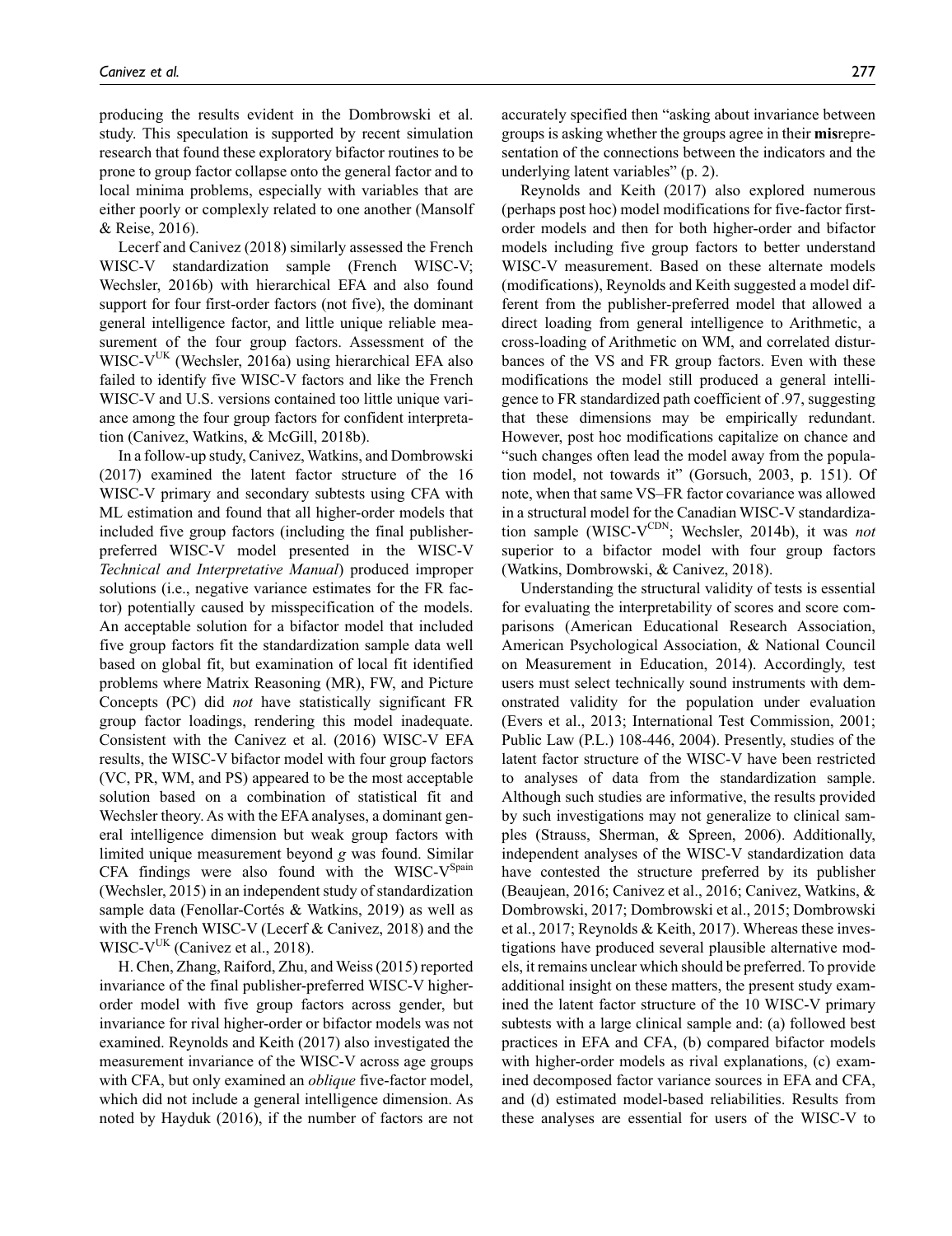producing the results evident in the Dombrowski et al. study. This speculation is supported by recent simulation research that found these exploratory bifactor routines to be prone to group factor collapse onto the general factor and to local minima problems, especially with variables that are either poorly or complexly related to one another (Mansolf & Reise, 2016).

Lecerf and Canivez (2018) similarly assessed the French WISC-V standardization sample (French WISC-V; Wechsler, 2016b) with hierarchical EFA and also found support for four first-order factors (not five), the dominant general intelligence factor, and little unique reliable measurement of the four group factors. Assessment of the WISC-V[UK] (Wechsler, 2016a) using hierarchical EFA also failed to identify five WISC-V factors and like the French WISC-V and U.S. versions contained too little unique variance among the four group factors for confident interpretation (Canivez, Watkins, & McGill, 2018b).

In a follow-up study, Canivez, Watkins, and Dombrowski (2017) examined the latent factor structure of the 16 WISC-V primary and secondary subtests using CFA with ML estimation and found that all higher-order models that included five group factors (including the final publisher-preferred WISC-V model presented in the WISC-V *Technical and Interpretative Manual*) produced improper solutions (i.e., negative variance estimates for the FR factor) potentially caused by misspecification of the models. An acceptable solution for a bifactor model that included five group factors fit the standardization sample data well based on global fit, but examination of local fit identified problems where Matrix Reasoning (MR), FW, and Picture Concepts (PC) did *not* have statistically significant FR group factor loadings, rendering this model inadequate. Consistent with the Canivez et al. (2016) WISC-V EFA results, the WISC-V bifactor model with four group factors (VC, PR, WM, and PS) appeared to be the most acceptable solution based on a combination of statistical fit and Wechsler theory. As with the EFA analyses, a dominant general intelligence dimension but weak group factors with limited unique measurement beyond *g* was found. Similar CFA findings were also found with the WISC-V[Spain] (Wechsler, 2015) in an independent study of standardization sample data (Fenollar-Cortés & Watkins, 2019) as well as with the French WISC-V (Lecerf & Canivez, 2018) and the WISC-V[UK] (Canivez et al., 2018).

H. Chen, Zhang, Raiford, Zhu, and Weiss (2015) reported invariance of the final publisher-preferred WISC-V higher-order model with five group factors across gender, but invariance for rival higher-order or bifactor models was not examined. Reynolds and Keith (2017) also investigated the measurement invariance of the WISC-V across age groups with CFA, but only examined an *oblique* five-factor model, which did not include a general intelligence dimension. As noted by Hayduk (2016), if the number of factors are not accurately specified then "asking about invariance between groups is asking whether the groups agree in their **mis**representation of the connections between the indicators and the underlying latent variables" (p. 2).

Reynolds and Keith (2017) also explored numerous (perhaps post hoc) model modifications for five-factor first-order models and then for both higher-order and bifactor models including five group factors to better understand WISC-V measurement. Based on these alternate models (modifications), Reynolds and Keith suggested a model different from the publisher-preferred model that allowed a direct loading from general intelligence to Arithmetic, a cross-loading of Arithmetic on WM, and correlated disturbances of the VS and FR group factors. Even with these modifications the model still produced a general intelligence to FR standardized path coefficient of .97, suggesting that these dimensions may be empirically redundant. However, post hoc modifications capitalize on chance and "such changes often lead the model away from the population model, not towards it" (Gorsuch, 2003, p. 151). Of note, when that same VS–FR factor covariance was allowed in a structural model for the Canadian WISC-V standardization sample (WISC-V[CDN]; Wechsler, 2014b), it was *not* superior to a bifactor model with four group factors (Watkins, Dombrowski, & Canivez, 2018).

Understanding the structural validity of tests is essential for evaluating the interpretability of scores and score comparisons (American Educational Research Association, American Psychological Association, & National Council on Measurement in Education, 2014). Accordingly, test users must select technically sound instruments with demonstrated validity for the population under evaluation (Evers et al., 2013; International Test Commission, 2001; Public Law (P.L.) 108-446, 2004). Presently, studies of the latent factor structure of the WISC-V have been restricted to analyses of data from the standardization sample. Although such studies are informative, the results provided by such investigations may not generalize to clinical samples (Strauss, Sherman, & Spreen, 2006). Additionally, independent analyses of the WISC-V standardization data have contested the structure preferred by its publisher (Beaujean, 2016; Canivez et al., 2016; Canivez, Watkins, & Dombrowski, 2017; Dombrowski et al., 2015; Dombrowski et al., 2017; Reynolds & Keith, 2017). Whereas these investigations have produced several plausible alternative models, it remains unclear which should be preferred. To provide additional insight on these matters, the present study examined the latent factor structure of the 10 WISC-V primary subtests with a large clinical sample and: (a) followed best practices in EFA and CFA, (b) compared bifactor models with higher-order models as rival explanations, (c) examined decomposed factor variance sources in EFA and CFA, and (d) estimated model-based reliabilities. Results from these analyses are essential for users of the WISC-V to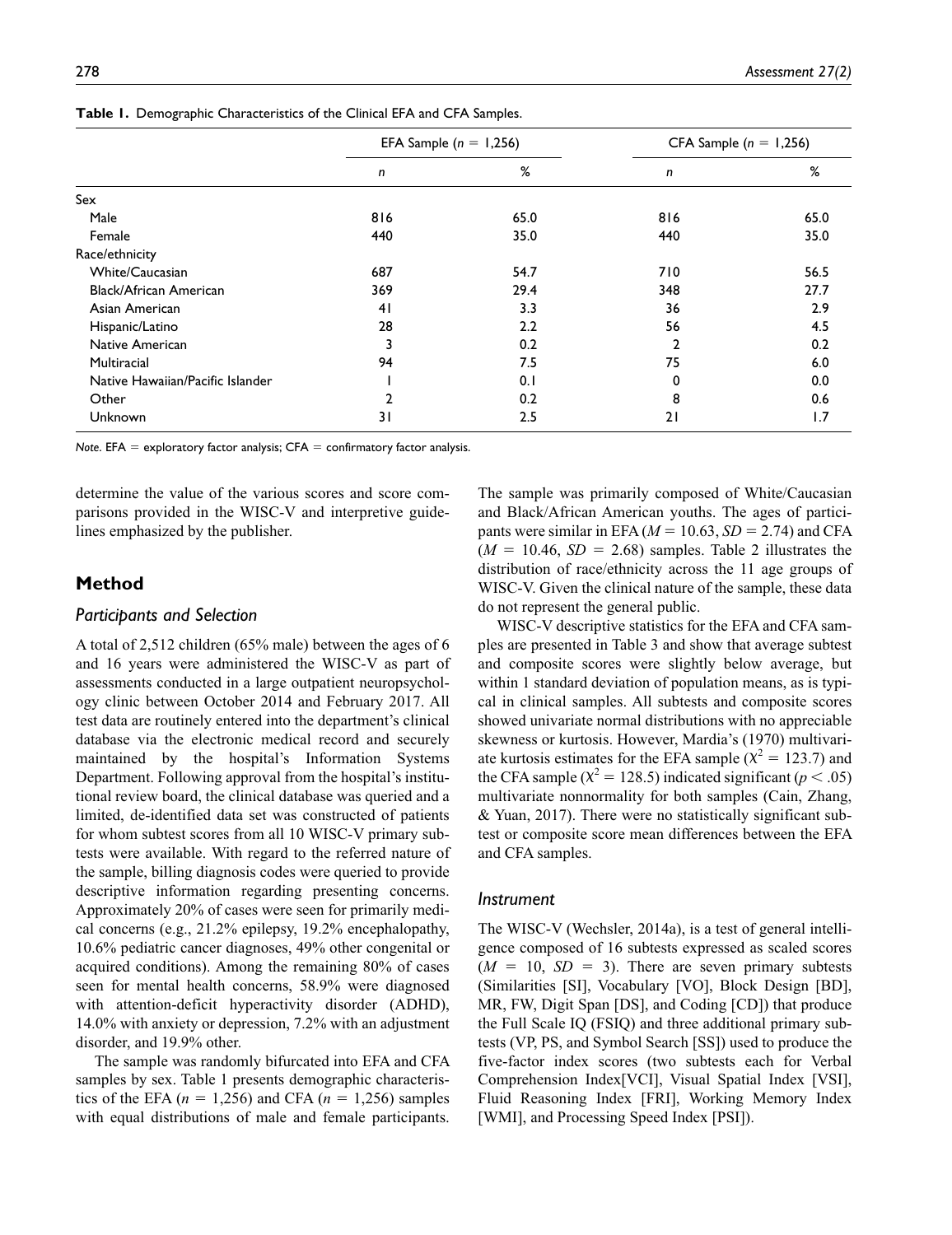**Table 1.** Demographic Characteristics of the Clinical EFA and CFA Samples.

| | EFA Sample ($n$ = 1,256) | | CFA Sample ($n$ = 1,256) | |
|---|---|---|---|---|
| | *n* | % | *n* | % |
| Sex | | | | |
| Male | 816 | 65.0 | 816 | 65.0 |
| Female | 440 | 35.0 | 440 | 35.0 |
| Race/ethnicity | | | | |
| White/Caucasian | 687 | 54.7 | 710 | 56.5 |
| Black/African American | 369 | 29.4 | 348 | 27.7 |
| Asian American | 41 | 3.3 | 36 | 2.9 |
| Hispanic/Latino | 28 | 2.2 | 56 | 4.5 |
| Native American | 3 | 0.2 | 2 | 0.2 |
| Multiracial | 94 | 7.5 | 75 | 6.0 |
| Native Hawaiian/Pacific Islander | 1 | 0.1 | 0 | 0.0 |
| Other | 2 | 0.2 | 8 | 0.6 |
| Unknown | 31 | 2.5 | 21 | 1.7 |

*Note*. EFA = exploratory factor analysis; CFA = confirmatory factor analysis.

determine the value of the various scores and score comparisons provided in the WISC-V and interpretive guidelines emphasized by the publisher.

## Method

### Participants and Selection

A total of 2,512 children (65% male) between the ages of 6 and 16 years were administered the WISC-V as part of assessments conducted in a large outpatient neuropsychology clinic between October 2014 and February 2017. All test data are routinely entered into the department's clinical database via the electronic medical record and securely maintained by the hospital's Information Systems Department. Following approval from the hospital's institutional review board, the clinical database was queried and a limited, de-identified data set was constructed of patients for whom subtest scores from all 10 WISC-V primary subtests were available. With regard to the referred nature of the sample, billing diagnosis codes were queried to provide descriptive information regarding presenting concerns. Approximately 20% of cases were seen for primarily medical concerns (e.g., 21.2% epilepsy, 19.2% encephalopathy, 10.6% pediatric cancer diagnoses, 49% other congenital or acquired conditions). Among the remaining 80% of cases seen for mental health concerns, 58.9% were diagnosed with attention-deficit hyperactivity disorder (ADHD), 14.0% with anxiety or depression, 7.2% with an adjustment disorder, and 19.9% other.

The sample was randomly bifurcated into EFA and CFA samples by sex. Table 1 presents demographic characteristics of the EFA ($n$ = 1,256) and CFA ($n$ = 1,256) samples with equal distributions of male and female participants. The sample was primarily composed of White/Caucasian and Black/African American youths. The ages of participants were similar in EFA ($M$ = 10.63, $SD$ = 2.74) and CFA ($M$ = 10.46, $SD$ = 2.68) samples. Table 2 illustrates the distribution of race/ethnicity across the 11 age groups of WISC-V. Given the clinical nature of the sample, these data do not represent the general public.

WISC-V descriptive statistics for the EFA and CFA samples are presented in Table 3 and show that average subtest and composite scores were slightly below average, but within 1 standard deviation of population means, as is typical in clinical samples. All subtests and composite scores showed univariate normal distributions with no appreciable skewness or kurtosis. However, Mardia's (1970) multivariate kurtosis estimates for the EFA sample ($\chi^2$ = 123.7) and the CFA sample ($\chi^2$ = 128.5) indicated significant ($p < .05$) multivariate nonnormality for both samples (Cain, Zhang, & Yuan, 2017). There were no statistically significant subtest or composite score mean differences between the EFA and CFA samples.

### Instrument

The WISC-V (Wechsler, 2014a), is a test of general intelligence composed of 16 subtests expressed as scaled scores ($M$ = 10, $SD$ = 3). There are seven primary subtests (Similarities [SI], Vocabulary [VO], Block Design [BD], MR, FW, Digit Span [DS], and Coding [CD]) that produce the Full Scale IQ (FSIQ) and three additional primary subtests (VP, PS, and Symbol Search [SS]) used to produce the five-factor index scores (two subtests each for Verbal Comprehension Index[VCI], Visual Spatial Index [VSI], Fluid Reasoning Index [FRI], Working Memory Index [WMI], and Processing Speed Index [PSI]).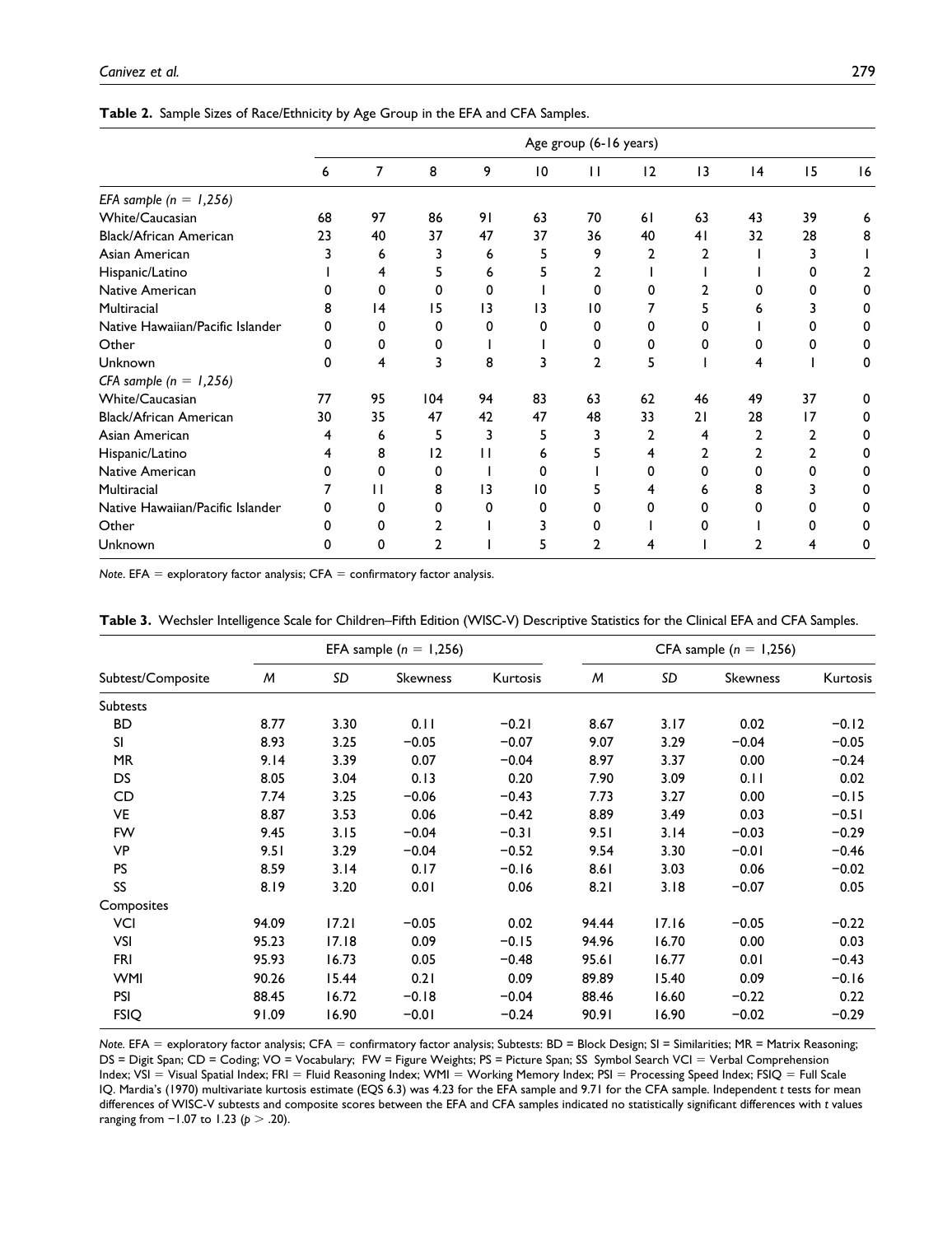**Table 2.** Sample Sizes of Race/Ethnicity by Age Group in the EFA and CFA Samples.

| | Age group (6-16 years) | | | | | | | | | | |
|---|---|---|---|---|---|---|---|---|---|---|---|
| | 6 | 7 | 8 | 9 | 10 | 11 | 12 | 13 | 14 | 15 | 16 |
| *EFA sample* ($n$ = 1,256) | | | | | | | | | | | |
| White/Caucasian | 68 | 97 | 86 | 91 | 63 | 70 | 61 | 63 | 43 | 39 | 6 |
| Black/African American | 23 | 40 | 37 | 47 | 37 | 36 | 40 | 41 | 32 | 28 | 8 |
| Asian American | 3 | 6 | 3 | 6 | 5 | 9 | 2 | 2 | 1 | 3 | 1 |
| Hispanic/Latino | 1 | 4 | 5 | 6 | 5 | 2 | 1 | 1 | 1 | 0 | 2 |
| Native American | 0 | 0 | 0 | 0 | 1 | 0 | 0 | 2 | 0 | 0 | 0 |
| Multiracial | 8 | 14 | 15 | 13 | 13 | 10 | 7 | 5 | 6 | 3 | 0 |
| Native Hawaiian/Pacific Islander | 0 | 0 | 0 | 0 | 0 | 0 | 0 | 0 | 1 | 0 | 0 |
| Other | 0 | 0 | 0 | 1 | 1 | 0 | 0 | 0 | 0 | 0 | 0 |
| Unknown | 0 | 4 | 3 | 8 | 3 | 2 | 5 | 1 | 4 | 1 | 0 |
| *CFA sample* ($n$ = 1,256) | | | | | | | | | | | |
| White/Caucasian | 77 | 95 | 104 | 94 | 83 | 63 | 62 | 46 | 49 | 37 | 0 |
| Black/African American | 30 | 35 | 47 | 42 | 47 | 48 | 33 | 21 | 28 | 17 | 0 |
| Asian American | 4 | 6 | 5 | 3 | 5 | 3 | 2 | 4 | 2 | 2 | 0 |
| Hispanic/Latino | 4 | 8 | 12 | 11 | 6 | 5 | 4 | 2 | 2 | 2 | 0 |
| Native American | 0 | 0 | 0 | 1 | 0 | 1 | 0 | 0 | 0 | 0 | 0 |
| Multiracial | 7 | 11 | 8 | 13 | 10 | 5 | 4 | 6 | 8 | 3 | 0 |
| Native Hawaiian/Pacific Islander | 0 | 0 | 0 | 0 | 0 | 0 | 0 | 0 | 0 | 0 | 0 |
| Other | 0 | 0 | 2 | 1 | 3 | 0 | 1 | 0 | 1 | 0 | 0 |
| Unknown | 0 | 0 | 2 | 1 | 5 | 2 | 4 | 1 | 2 | 4 | 0 |

*Note*. EFA = exploratory factor analysis; CFA = confirmatory factor analysis.

**Table 3.** Wechsler Intelligence Scale for Children–Fifth Edition (WISC-V) Descriptive Statistics for the Clinical EFA and CFA Samples.

| | EFA sample ($n$ = 1,256) | | | | CFA sample ($n$ = 1,256) | | | |
|---|---|---|---|---|---|---|---|---|
| Subtest/Composite | $M$ | $SD$ | Skewness | Kurtosis | $M$ | $SD$ | Skewness | Kurtosis |
| Subtests | | | | | | | | |
| BD | 8.77 | 3.30 | 0.11 | −0.21 | 8.67 | 3.17 | 0.02 | −0.12 |
| SI | 8.93 | 3.25 | −0.05 | −0.07 | 9.07 | 3.29 | −0.04 | −0.05 |
| MR | 9.14 | 3.39 | 0.07 | −0.04 | 8.97 | 3.37 | 0.00 | −0.24 |
| DS | 8.05 | 3.04 | 0.13 | 0.20 | 7.90 | 3.09 | 0.11 | 0.02 |
| CD | 7.74 | 3.25 | −0.06 | −0.43 | 7.73 | 3.27 | 0.00 | −0.15 |
| VE | 8.87 | 3.53 | 0.06 | −0.42 | 8.89 | 3.49 | 0.03 | −0.51 |
| FW | 9.45 | 3.15 | −0.04 | −0.31 | 9.51 | 3.14 | −0.03 | −0.29 |
| VP | 9.51 | 3.29 | −0.04 | −0.52 | 9.54 | 3.30 | −0.01 | −0.46 |
| PS | 8.59 | 3.14 | 0.17 | −0.16 | 8.61 | 3.03 | 0.06 | −0.02 |
| SS | 8.19 | 3.20 | 0.01 | 0.06 | 8.21 | 3.18 | −0.07 | 0.05 |
| Composites | | | | | | | | |
| VCI | 94.09 | 17.21 | −0.05 | 0.02 | 94.44 | 17.16 | −0.05 | −0.22 |
| VSI | 95.23 | 17.18 | 0.09 | −0.15 | 94.96 | 16.70 | 0.00 | 0.03 |
| FRI | 95.93 | 16.73 | 0.05 | −0.48 | 95.61 | 16.77 | 0.01 | −0.43 |
| WMI | 90.26 | 15.44 | 0.21 | 0.09 | 89.89 | 15.40 | 0.09 | −0.16 |
| PSI | 88.45 | 16.72 | −0.18 | −0.04 | 88.46 | 16.60 | −0.22 | 0.22 |
| FSIQ | 91.09 | 16.90 | −0.01 | −0.24 | 90.91 | 16.90 | −0.02 | −0.29 |

*Note*. EFA = exploratory factor analysis; CFA = confirmatory factor analysis; Subtests: BD = Block Design; SI = Similarities; MR = Matrix Reasoning; DS = Digit Span; CD = Coding; VO = Vocabulary; FW = Figure Weights; PS = Picture Span; SS Symbol Search VCI = Verbal Comprehension Index; VSI = Visual Spatial Index; FRI = Fluid Reasoning Index; WMI = Working Memory Index; PSI = Processing Speed Index; FSIQ = Full Scale IQ. Mardia's (1970) multivariate kurtosis estimate (EQS 6.3) was 4.23 for the EFA sample and 9.71 for the CFA sample. Independent $t$ tests for mean differences of WISC-V subtests and composite scores between the EFA and CFA samples indicated no statistically significant differences with $t$ values ranging from −1.07 to 1.23 ($p > .20$).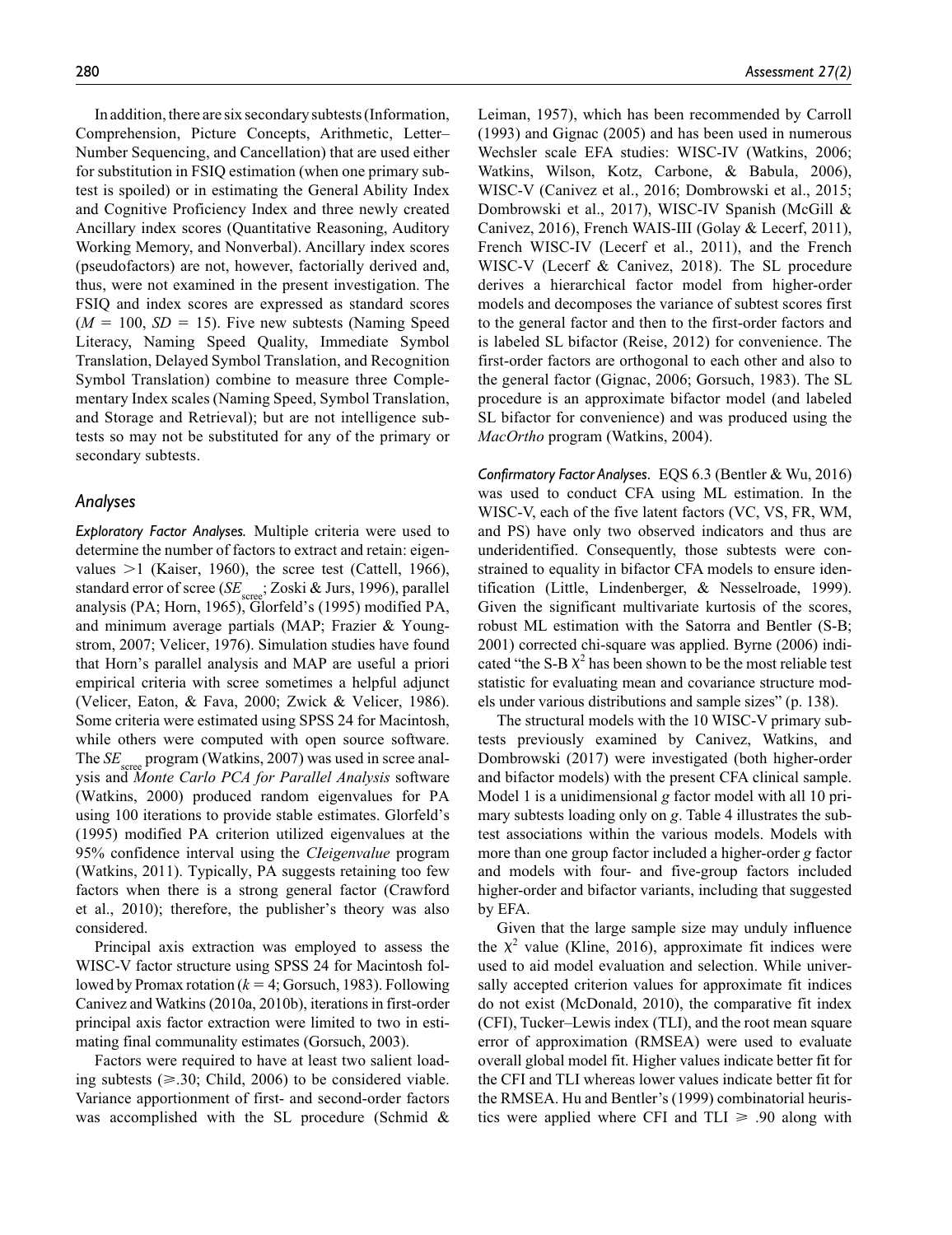In addition, there are six secondary subtests (Information, Comprehension, Picture Concepts, Arithmetic, Letter–Number Sequencing, and Cancellation) that are used either for substitution in FSIQ estimation (when one primary subtest is spoiled) or in estimating the General Ability Index and Cognitive Proficiency Index and three newly created Ancillary index scores (Quantitative Reasoning, Auditory Working Memory, and Nonverbal). Ancillary index scores (pseudofactors) are not, however, factorially derived and, thus, were not examined in the present investigation. The FSIQ and index scores are expressed as standard scores ($M$ = 100, $SD$ = 15). Five new subtests (Naming Speed Literacy, Naming Speed Quality, Immediate Symbol Translation, Delayed Symbol Translation, and Recognition Symbol Translation) combine to measure three Complementary Index scales (Naming Speed, Symbol Translation, and Storage and Retrieval); but are not intelligence subtests so may not be substituted for any of the primary or secondary subtests.

## Analyses

*Exploratory Factor Analyses.* Multiple criteria were used to determine the number of factors to extract and retain: eigenvalues >1 (Kaiser, 1960), the scree test (Cattell, 1966), standard error of scree ($SE_{scree}$; Zoski & Jurs, 1996), parallel analysis (PA; Horn, 1965), Glorfeld's (1995) modified PA, and minimum average partials (MAP; Frazier & Youngstrom, 2007; Velicer, 1976). Simulation studies have found that Horn's parallel analysis and MAP are useful a priori empirical criteria with scree sometimes a helpful adjunct (Velicer, Eaton, & Fava, 2000; Zwick & Velicer, 1986). Some criteria were estimated using SPSS 24 for Macintosh, while others were computed with open source software. The $SE_{scree}$ program (Watkins, 2007) was used in scree analysis and *Monte Carlo PCA for Parallel Analysis* software (Watkins, 2000) produced random eigenvalues for PA using 100 iterations to provide stable estimates. Glorfeld's (1995) modified PA criterion utilized eigenvalues at the 95% confidence interval using the *CIeigenvalue* program (Watkins, 2011). Typically, PA suggests retaining too few factors when there is a strong general factor (Crawford et al., 2010); therefore, the publisher's theory was also considered.

Principal axis extraction was employed to assess the WISC-V factor structure using SPSS 24 for Macintosh followed by Promax rotation ($k$ = 4; Gorsuch, 1983). Following Canivez and Watkins (2010a, 2010b), iterations in first-order principal axis factor extraction were limited to two in estimating final communality estimates (Gorsuch, 2003).

Factors were required to have at least two salient loading subtests (≥.30; Child, 2006) to be considered viable. Variance apportionment of first- and second-order factors was accomplished with the SL procedure (Schmid & Leiman, 1957), which has been recommended by Carroll (1993) and Gignac (2005) and has been used in numerous Wechsler scale EFA studies: WISC-IV (Watkins, 2006; Watkins, Wilson, Kotz, Carbone, & Babula, 2006), WISC-V (Canivez et al., 2016; Dombrowski et al., 2015; Dombrowski et al., 2017), WISC-IV Spanish (McGill & Canivez, 2016), French WAIS-III (Golay & Lecerf, 2011), French WISC-IV (Lecerf et al., 2011), and the French WISC-V (Lecerf & Canivez, 2018). The SL procedure derives a hierarchical factor model from higher-order models and decomposes the variance of subtest scores first to the general factor and then to the first-order factors and is labeled SL bifactor (Reise, 2012) for convenience. The first-order factors are orthogonal to each other and also to the general factor (Gignac, 2006; Gorsuch, 1983). The SL procedure is an approximate bifactor model (and labeled SL bifactor for convenience) and was produced using the *MacOrtho* program (Watkins, 2004).

*Confirmatory Factor Analyses.* EQS 6.3 (Bentler & Wu, 2016) was used to conduct CFA using ML estimation. In the WISC-V, each of the five latent factors (VC, VS, FR, WM, and PS) have only two observed indicators and thus are underidentified. Consequently, those subtests were constrained to equality in bifactor CFA models to ensure identification (Little, Lindenberger, & Nesselroade, 1999). Given the significant multivariate kurtosis of the scores, robust ML estimation with the Satorra and Bentler (S-B; 2001) corrected chi-square was applied. Byrne (2006) indicated "the S-B $\chi^2$ has been shown to be the most reliable test statistic for evaluating mean and covariance structure models under various distributions and sample sizes" (p. 138).

The structural models with the 10 WISC-V primary subtests previously examined by Canivez, Watkins, and Dombrowski (2017) were investigated (both higher-order and bifactor models) with the present CFA clinical sample. Model 1 is a unidimensional *g* factor model with all 10 primary subtests loading only on *g*. Table 4 illustrates the subtest associations within the various models. Models with more than one group factor included a higher-order *g* factor and models with four- and five-group factors included higher-order and bifactor variants, including that suggested by EFA.

Given that the large sample size may unduly influence the $\chi^2$ value (Kline, 2016), approximate fit indices were used to aid model evaluation and selection. While universally accepted criterion values for approximate fit indices do not exist (McDonald, 2010), the comparative fit index (CFI), Tucker–Lewis index (TLI), and the root mean square error of approximation (RMSEA) were used to evaluate overall global model fit. Higher values indicate better fit for the CFI and TLI whereas lower values indicate better fit for the RMSEA. Hu and Bentler's (1999) combinatorial heuristics were applied where CFI and TLI ≥ .90 along with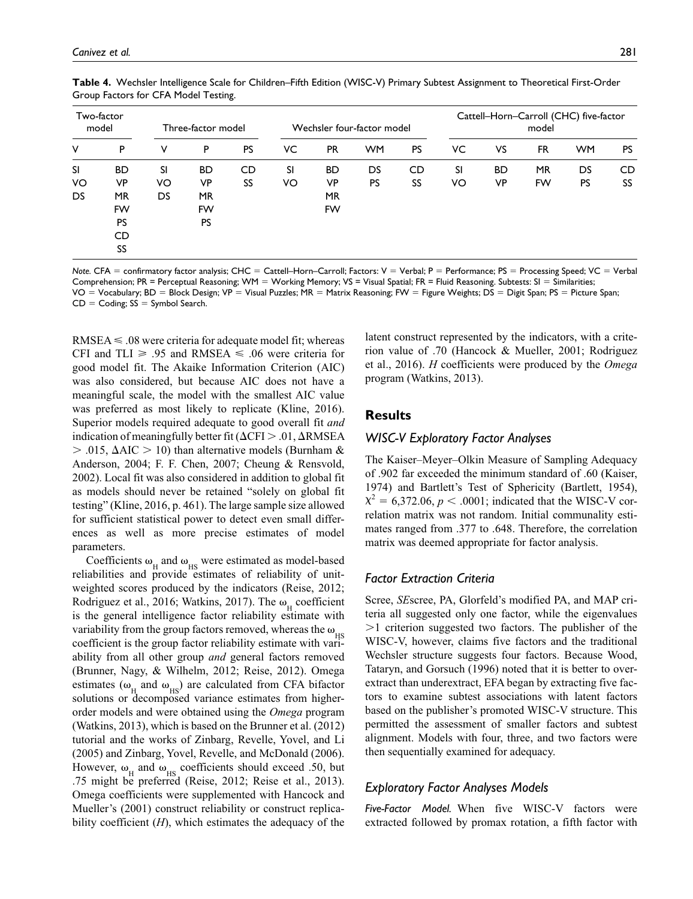**Table 4.** Wechsler Intelligence Scale for Children–Fifth Edition (WISC-V) Primary Subtest Assignment to Theoretical First-Order Group Factors for CFA Model Testing.

| Two-factor model | | Three-factor model | | | Wechsler four-factor model | | | | Cattell–Horn–Carroll (CHC) five-factor model | | | | |
|---|---|---|---|---|---|---|---|---|---|---|---|---|---|
| V | P | V | P | PS | VC | PR | WM | PS | VC | VS | FR | WM | PS |
| SI | BD | SI | BD | CD | SI | BD | DS | CD | SI | BD | MR | DS | CD |
| VO | VP | VO | VP | SS | VO | VP | PS | SS | VO | VP | FW | PS | SS |
| DS | MR | DS | MR | | | MR | | | | | | | |
| | FW | | FW | | | FW | | | | | | | |
| | PS | | PS | | | | | | | | | | |
| | CD | | | | | | | | | | | | |
| | SS | | | | | | | | | | | | |

*Note.* CFA = confirmatory factor analysis; CHC = Cattell–Horn–Carroll; Factors: V = Verbal; P = Performance; PS = Processing Speed; VC = Verbal Comprehension; PR = Perceptual Reasoning; WM = Working Memory; VS = Visual Spatial; FR = Fluid Reasoning. Subtests: SI = Similarities; VO = Vocabulary; BD = Block Design; VP = Visual Puzzles; MR = Matrix Reasoning; FW = Figure Weights; DS = Digit Span; PS = Picture Span; CD = Coding; SS = Symbol Search.

RMSEA $\leq .08$ were criteria for adequate model fit; whereas CFI and TLI $\geq .95$ and RMSEA $\leq .06$ were criteria for good model fit. The Akaike Information Criterion (AIC) was also considered, but because AIC does not have a meaningful scale, the model with the smallest AIC value was preferred as most likely to replicate (Kline, 2016). Superior models required adequate to good overall fit *and* indication of meaningfully better fit ($\Delta$CFI $> .01$, $\Delta$RMSEA $> .015$, $\Delta$AIC $> 10$) than alternative models (Burnham & Anderson, 2004; F. F. Chen, 2007; Cheung & Rensvold, 2002). Local fit was also considered in addition to global fit as models should never be retained "solely on global fit testing" (Kline, 2016, p. 461). The large sample size allowed for sufficient statistical power to detect even small differences as well as more precise estimates of model parameters.

Coefficients $\omega_H$ and $\omega_{HS}$ were estimated as model-based reliabilities and provide estimates of reliability of unit-weighted scores produced by the indicators (Reise, 2012; Rodriguez et al., 2016; Watkins, 2017). The $\omega_H$ coefficient is the general intelligence factor reliability estimate with variability from the group factors removed, whereas the $\omega_{HS}$ coefficient is the group factor reliability estimate with variability from all other group *and* general factors removed (Brunner, Nagy, & Wilhelm, 2012; Reise, 2012). Omega estimates ($\omega_H$ and $\omega_{HS}$) are calculated from CFA bifactor solutions or decomposed variance estimates from higher-order models and were obtained using the *Omega* program (Watkins, 2013), which is based on the Brunner et al. (2012) tutorial and the works of Zinbarg, Revelle, Yovel, and Li (2005) and Zinbarg, Yovel, Revelle, and McDonald (2006). However, $\omega_H$ and $\omega_{HS}$ coefficients should exceed .50, but .75 might be preferred (Reise, 2012; Reise et al., 2013). Omega coefficients were supplemented with Hancock and Mueller's (2001) construct reliability or construct replicability coefficient (*H*), which estimates the adequacy of the latent construct represented by the indicators, with a criterion value of .70 (Hancock & Mueller, 2001; Rodriguez et al., 2016). *H* coefficients were produced by the *Omega* program (Watkins, 2013).

## Results

### WISC-V Exploratory Factor Analyses

The Kaiser–Meyer–Olkin Measure of Sampling Adequacy of .902 far exceeded the minimum standard of .60 (Kaiser, 1974) and Bartlett's Test of Sphericity (Bartlett, 1954), $\chi^2 = 6{,}372.06$, $p < .0001$; indicated that the WISC-V correlation matrix was not random. Initial communality estimates ranged from .377 to .648. Therefore, the correlation matrix was deemed appropriate for factor analysis.

### Factor Extraction Criteria

Scree, *SE*scree, PA, Glorfeld's modified PA, and MAP criteria all suggested only one factor, while the eigenvalues $>1$ criterion suggested two factors. The publisher of the WISC-V, however, claims five factors and the traditional Wechsler structure suggests four factors. Because Wood, Tataryn, and Gorsuch (1996) noted that it is better to overextract than underextract, EFA began by extracting five factors to examine subtest associations with latent factors based on the publisher's promoted WISC-V structure. This permitted the assessment of smaller factors and subtest alignment. Models with four, three, and two factors were then sequentially examined for adequacy.

### Exploratory Factor Analyses Models

***Five-Factor Model.*** When five WISC-V factors were extracted followed by promax rotation, a fifth factor with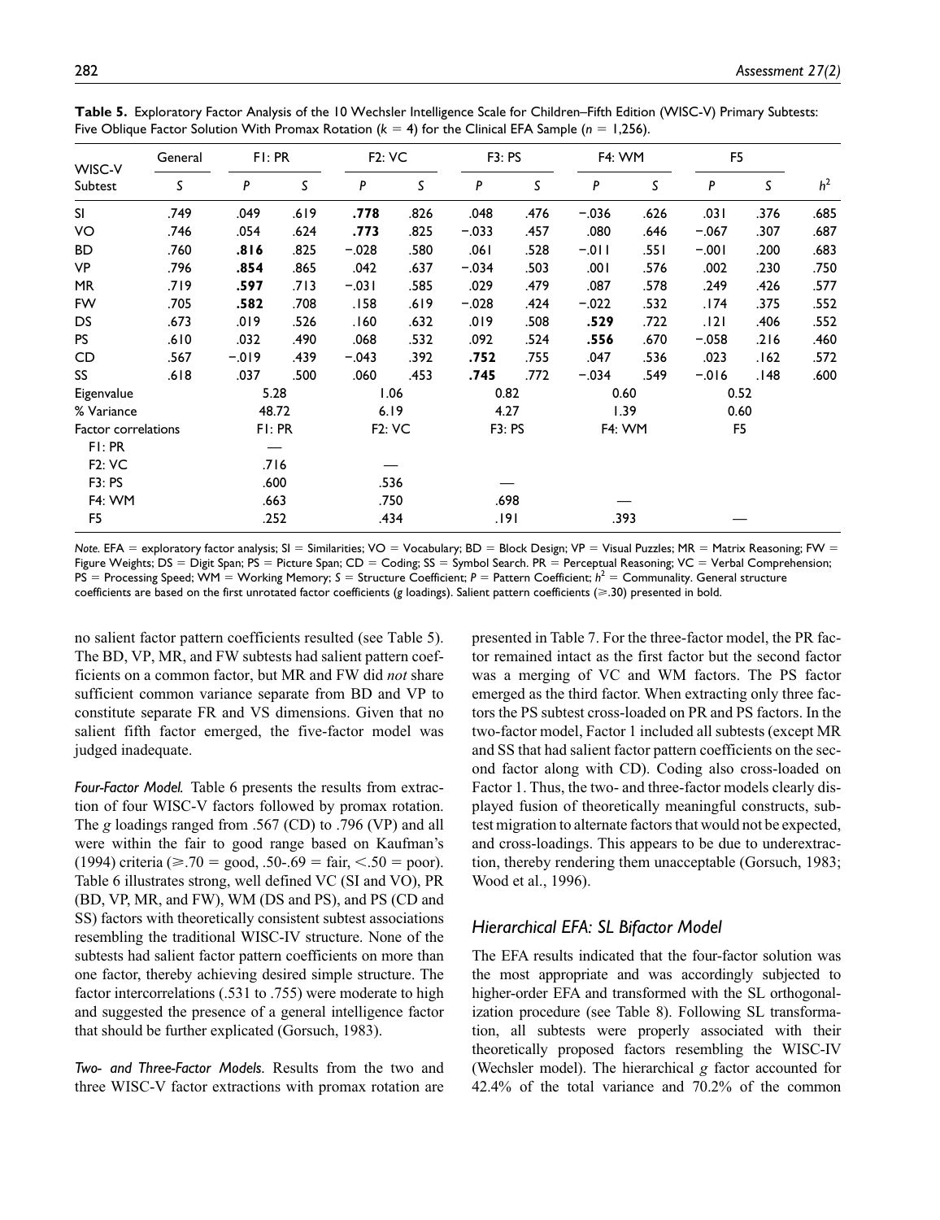**Table 5.** Exploratory Factor Analysis of the 10 Wechsler Intelligence Scale for Children–Fifth Edition (WISC-V) Primary Subtests: Five Oblique Factor Solution With Promax Rotation ($k = 4$) for the Clinical EFA Sample ($n = 1,256$).

| WISC-V | General | F1: PR | | F2: VC | | F3: PS | | F4: WM | | F5 | | |
|---|---|---|---|---|---|---|---|---|---|---|---|---|
| Subtest | *S* | *P* | *S* | *P* | *S* | *P* | *S* | *P* | *S* | *P* | *S* | $h^2$ |
| SI | .749 | .049 | .619 | **.778** | .826 | .048 | .476 | −.036 | .626 | .031 | .376 | .685 |
| VO | .746 | .054 | .624 | **.773** | .825 | −.033 | .457 | .080 | .646 | −.067 | .307 | .687 |
| BD | .760 | **.816** | .825 | −.028 | .580 | .061 | .528 | −.011 | .551 | −.001 | .200 | .683 |
| VP | .796 | **.854** | .865 | .042 | .637 | −.034 | .503 | .001 | .576 | .002 | .230 | .750 |
| MR | .719 | **.597** | .713 | −.031 | .585 | .029 | .479 | .087 | .578 | .249 | .426 | .577 |
| FW | .705 | **.582** | .708 | .158 | .619 | −.028 | .424 | −.022 | .532 | .174 | .375 | .552 |
| DS | .673 | .019 | .526 | .160 | .632 | .019 | .508 | **.529** | .722 | .121 | .406 | .552 |
| PS | .610 | .032 | .490 | .068 | .532 | .092 | .524 | **.556** | .670 | −.058 | .216 | .460 |
| CD | .567 | −.019 | .439 | −.043 | .392 | **.752** | .755 | .047 | .536 | .023 | .162 | .572 |
| SS | .618 | .037 | .500 | .060 | .453 | **.745** | .772 | −.034 | .549 | −.016 | .148 | .600 |
| Eigenvalue | | 5.28 | | 1.06 | | 0.82 | | 0.60 | | 0.52 | | |
| % Variance | | 48.72 | | 6.19 | | 4.27 | | 1.39 | | 0.60 | | |
| Factor correlations | | F1: PR | | F2: VC | | F3: PS | | F4: WM | | F5 | | |
| F1: PR | | — | | | | | | | | | | |
| F2: VC | | .716 | | — | | | | | | | | |
| F3: PS | | .600 | | .536 | | — | | | | | | |
| F4: WM | | .663 | | .750 | | .698 | | — | | | | |
| F5 | | .252 | | .434 | | .191 | | .393 | | — | | |

*Note.* EFA = exploratory factor analysis; SI = Similarities; VO = Vocabulary; BD = Block Design; VP = Visual Puzzles; MR = Matrix Reasoning; FW = Figure Weights; DS = Digit Span; PS = Picture Span; CD = Coding; SS = Symbol Search. PR = Perceptual Reasoning; VC = Verbal Comprehension; PS = Processing Speed; WM = Working Memory; *S* = Structure Coefficient; *P* = Pattern Coefficient; $h^2$ = Communality. General structure coefficients are based on the first unrotated factor coefficients (*g* loadings). Salient pattern coefficients (≥.30) presented in bold.

no salient factor pattern coefficients resulted (see Table 5). The BD, VP, MR, and FW subtests had salient pattern coefficients on a common factor, but MR and FW did *not* share sufficient common variance separate from BD and VP to constitute separate FR and VS dimensions. Given that no salient fifth factor emerged, the five-factor model was judged inadequate.

*Four-Factor Model.* Table 6 presents the results from extraction of four WISC-V factors followed by promax rotation. The *g* loadings ranged from .567 (CD) to .796 (VP) and all were within the fair to good range based on Kaufman's (1994) criteria (≥.70 = good, .50-.69 = fair, <.50 = poor). Table 6 illustrates strong, well defined VC (SI and VO), PR (BD, VP, MR, and FW), WM (DS and PS), and PS (CD and SS) factors with theoretically consistent subtest associations resembling the traditional WISC-IV structure. None of the subtests had salient factor pattern coefficients on more than one factor, thereby achieving desired simple structure. The factor intercorrelations (.531 to .755) were moderate to high and suggested the presence of a general intelligence factor that should be further explicated (Gorsuch, 1983).

*Two- and Three-Factor Models.* Results from the two and three WISC-V factor extractions with promax rotation are presented in Table 7. For the three-factor model, the PR factor remained intact as the first factor but the second factor was a merging of VC and WM factors. The PS factor emerged as the third factor. When extracting only three factors the PS subtest cross-loaded on PR and PS factors. In the two-factor model, Factor 1 included all subtests (except MR and SS that had salient factor pattern coefficients on the second factor along with CD). Coding also cross-loaded on Factor 1. Thus, the two- and three-factor models clearly displayed fusion of theoretically meaningful constructs, subtest migration to alternate factors that would not be expected, and cross-loadings. This appears to be due to underextraction, thereby rendering them unacceptable (Gorsuch, 1983; Wood et al., 1996).

## Hierarchical EFA: SL Bifactor Model

The EFA results indicated that the four-factor solution was the most appropriate and was accordingly subjected to higher-order EFA and transformed with the SL orthogonalization procedure (see Table 8). Following SL transformation, all subtests were properly associated with their theoretically proposed factors resembling the WISC-IV (Wechsler model). The hierarchical *g* factor accounted for 42.4% of the total variance and 70.2% of the common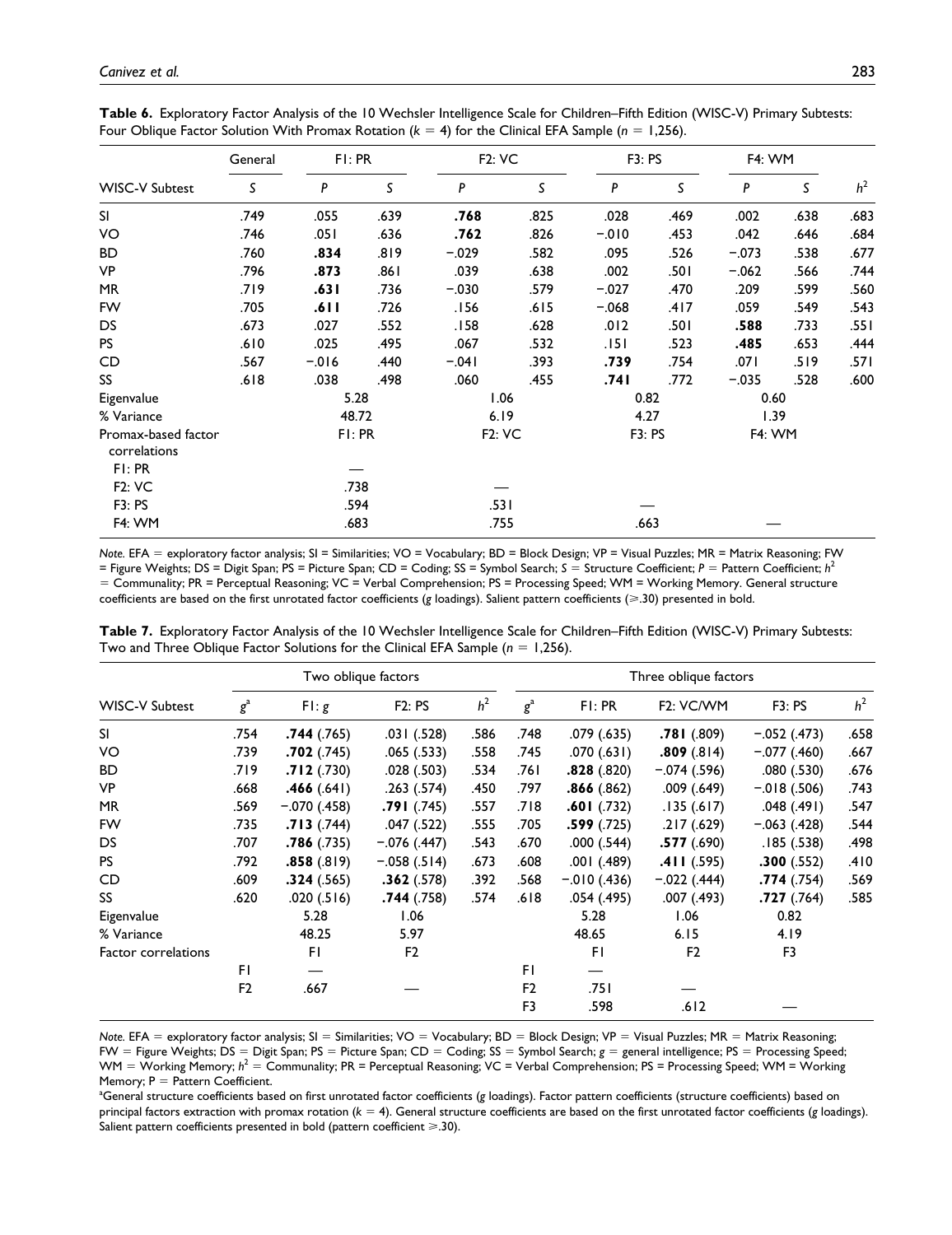**Table 6.** Exploratory Factor Analysis of the 10 Wechsler Intelligence Scale for Children–Fifth Edition (WISC-V) Primary Subtests: Four Oblique Factor Solution With Promax Rotation ($k$ = 4) for the Clinical EFA Sample ($n$ = 1,256).

| | General | F1: PR | | F2: VC | | F3: PS | | F4: WM | | |
|---|---|---|---|---|---|---|---|---|---|---|
| WISC-V Subtest | *S* | *P* | *S* | *P* | *S* | *P* | *S* | *P* | *S* | $h^2$ |
| SI | .749 | .055 | .639 | **.768** | .825 | .028 | .469 | .002 | .638 | .683 |
| VO | .746 | .051 | .636 | **.762** | .826 | −.010 | .453 | .042 | .646 | .684 |
| BD | .760 | **.834** | .819 | −.029 | .582 | .095 | .526 | −.073 | .538 | .677 |
| VP | .796 | **.873** | .861 | .039 | .638 | .002 | .501 | −.062 | .566 | .744 |
| MR | .719 | **.631** | .736 | −.030 | .579 | −.027 | .470 | .209 | .599 | .560 |
| FW | .705 | **.611** | .726 | .156 | .615 | −.068 | .417 | .059 | .549 | .543 |
| DS | .673 | .027 | .552 | .158 | .628 | .012 | .501 | **.588** | .733 | .551 |
| PS | .610 | .025 | .495 | .067 | .532 | .151 | .523 | **.485** | .653 | .444 |
| CD | .567 | −.016 | .440 | −.041 | .393 | **.739** | .754 | .071 | .519 | .571 |
| SS | .618 | .038 | .498 | .060 | .455 | **.741** | .772 | −.035 | .528 | .600 |
| Eigenvalue | | 5.28 | | 1.06 | | 0.82 | | 0.60 | | |
| % Variance | | 48.72 | | 6.19 | | 4.27 | | 1.39 | | |
| Promax-based factor correlations | | F1: PR | | F2: VC | | F3: PS | | F4: WM | | |
| F1: PR | | — | | | | | | | | |
| F2: VC | | .738 | | — | | | | | | |
| F3: PS | | .594 | | .531 | | — | | | | |
| F4: WM | | .683 | | .755 | | .663 | | — | | |

*Note.* EFA = exploratory factor analysis; SI = Similarities; VO = Vocabulary; BD = Block Design; VP = Visual Puzzles; MR = Matrix Reasoning; FW = Figure Weights; DS = Digit Span; PS = Picture Span; CD = Coding; SS = Symbol Search; *S* = Structure Coefficient; *P* = Pattern Coefficient; $h^2$ = Communality; PR = Perceptual Reasoning; VC = Verbal Comprehension; PS = Processing Speed; WM = Working Memory. General structure coefficients are based on the first unrotated factor coefficients (*g* loadings). Salient pattern coefficients (⩾.30) presented in bold.

**Table 7.** Exploratory Factor Analysis of the 10 Wechsler Intelligence Scale for Children–Fifth Edition (WISC-V) Primary Subtests: Two and Three Oblique Factor Solutions for the Clinical EFA Sample ($n$ = 1,256).

| | Two oblique factors | | | | Three oblique factors | | | | |
|---|---|---|---|---|---|---|---|---|---|
| WISC-V Subtest | $g^a$ | F1: *g* | F2: PS | $h^2$ | $g^a$ | F1: PR | F2: VC/WM | F3: PS | $h^2$ |
| SI | .754 | **.744** (.765) | .031 (.528) | .586 | .748 | .079 (.635) | **.781** (.809) | −.052 (.473) | .658 |
| VO | .739 | **.702** (.745) | .065 (.533) | .558 | .745 | .070 (.631) | **.809** (.814) | −.077 (.460) | .667 |
| BD | .719 | **.712** (.730) | .028 (.503) | .534 | .761 | **.828** (.820) | −.074 (.596) | .080 (.530) | .676 |
| VP | .668 | **.466** (.641) | .263 (.574) | .450 | .797 | **.866** (.862) | .009 (.649) | −.018 (.506) | .743 |
| MR | .569 | −.070 (.458) | **.791** (.745) | .557 | .718 | **.601** (.732) | .135 (.617) | .048 (.491) | .547 |
| FW | .735 | **.713** (.744) | .047 (.522) | .555 | .705 | **.599** (.725) | .217 (.629) | −.063 (.428) | .544 |
| DS | .707 | **.786** (.735) | −.076 (.447) | .543 | .670 | .000 (.544) | **.577** (.690) | .185 (.538) | .498 |
| PS | .792 | **.858** (.819) | −.058 (.514) | .673 | .608 | .001 (.489) | **.411** (.595) | **.300** (.552) | .410 |
| CD | .609 | **.324** (.565) | **.362** (.578) | .392 | .568 | −.010 (.436) | −.022 (.444) | **.774** (.754) | .569 |
| SS | .620 | .020 (.516) | **.744** (.758) | .574 | .618 | .054 (.495) | .007 (.493) | **.727** (.764) | .585 |
| Eigenvalue | | 5.28 | 1.06 | | | 5.28 | 1.06 | 0.82 | |
| % Variance | | 48.25 | 5.97 | | | 48.65 | 6.15 | 4.19 | |
| Factor correlations | | F1 | F2 | | | F1 | F2 | F3 | |
| | F1 | — | | | F1 | — | | | |
| | F2 | .667 | — | | F2 | .751 | — | | |
| | | | | | F3 | .598 | .612 | — | |

*Note.* EFA = exploratory factor analysis; SI = Similarities; VO = Vocabulary; BD = Block Design; VP = Visual Puzzles; MR = Matrix Reasoning; FW = Figure Weights; DS = Digit Span; PS = Picture Span; CD = Coding; SS = Symbol Search; *g* = general intelligence; PS = Processing Speed; WM = Working Memory; $h^2$ = Communality; PR = Perceptual Reasoning; VC = Verbal Comprehension; PS = Processing Speed; WM = Working Memory; P = Pattern Coefficient.

[a]General structure coefficients based on first unrotated factor coefficients (*g* loadings). Factor pattern coefficients (structure coefficients) based on principal factors extraction with promax rotation ($k$ = 4). General structure coefficients are based on the first unrotated factor coefficients (*g* loadings). Salient pattern coefficients presented in bold (pattern coefficient ⩾.30).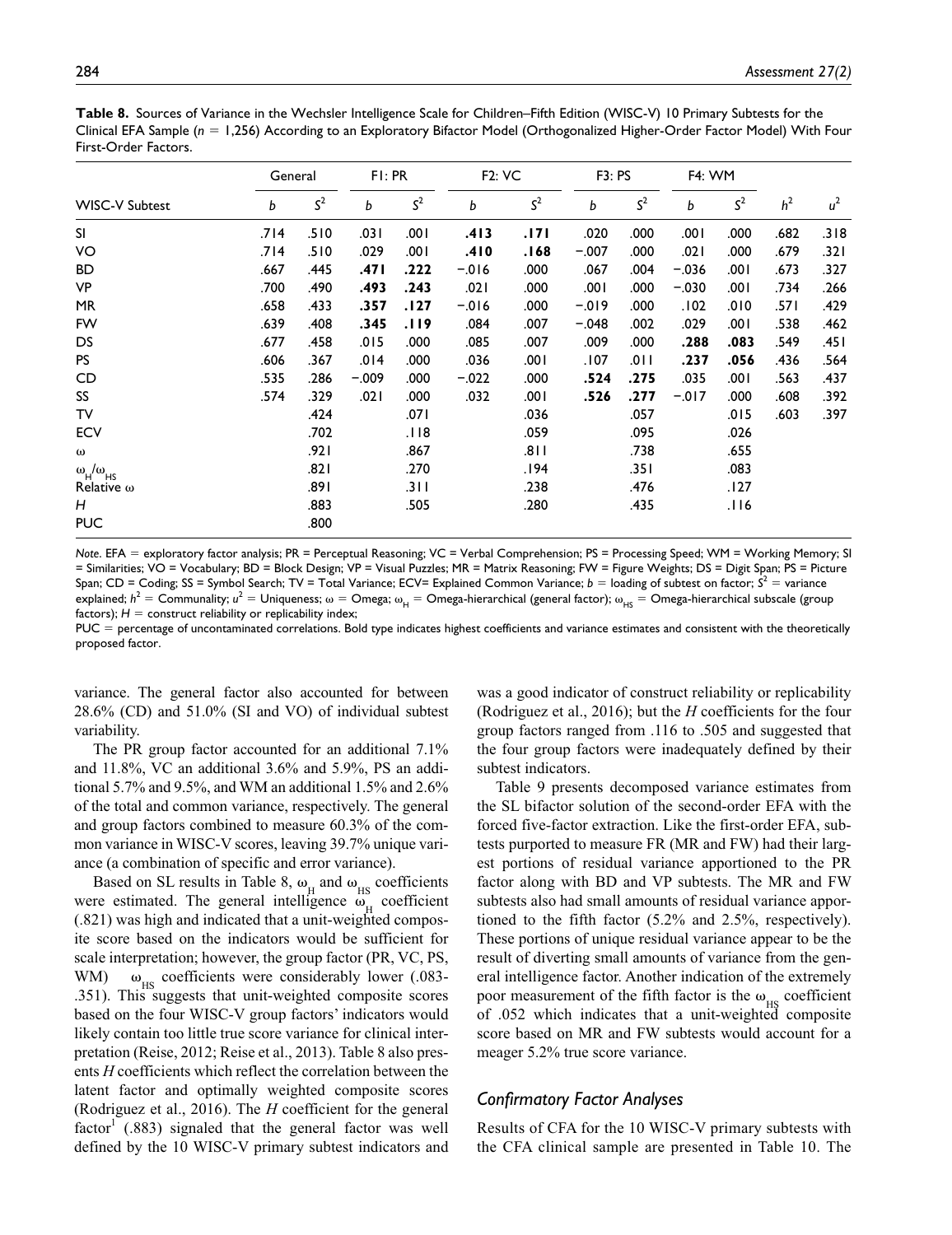**Table 8.** Sources of Variance in the Wechsler Intelligence Scale for Children–Fifth Edition (WISC-V) 10 Primary Subtests for the Clinical EFA Sample ($n$ = 1,256) According to an Exploratory Bifactor Model (Orthogonalized Higher-Order Factor Model) With Four First-Order Factors.

| WISC-V Subtest | General | | F1: PR | | F2: VC | | F3: PS | | F4: WM | | | |
|---|---|---|---|---|---|---|---|---|---|---|---|---|
| | $b$ | $S^2$ | $b$ | $S^2$ | $b$ | $S^2$ | $b$ | $S^2$ | $b$ | $S^2$ | $h^2$ | $u^2$ |
| SI | .714 | .510 | .031 | .001 | **.413** | **.171** | .020 | .000 | .001 | .000 | .682 | .318 |
| VO | .714 | .510 | .029 | .001 | **.410** | **.168** | −.007 | .000 | .021 | .000 | .679 | .321 |
| BD | .667 | .445 | **.471** | **.222** | −.016 | .000 | .067 | .004 | −.036 | .001 | .673 | .327 |
| VP | .700 | .490 | **.493** | **.243** | .021 | .000 | .001 | .000 | −.030 | .001 | .734 | .266 |
| MR | .658 | .433 | **.357** | **.127** | −.016 | .000 | −.019 | .000 | .102 | .010 | .571 | .429 |
| FW | .639 | .408 | **.345** | **.119** | .084 | .007 | −.048 | .002 | .029 | .001 | .538 | .462 |
| DS | .677 | .458 | .015 | .000 | .085 | .007 | .009 | .000 | **.288** | **.083** | .549 | .451 |
| PS | .606 | .367 | .014 | .000 | .036 | .001 | .107 | .011 | **.237** | **.056** | .436 | .564 |
| CD | .535 | .286 | −.009 | .000 | −.022 | .000 | **.524** | **.275** | .035 | .001 | .563 | .437 |
| SS | .574 | .329 | .021 | .000 | .032 | .001 | **.526** | **.277** | −.017 | .000 | .608 | .392 |
| TV | | .424 | | .071 | | .036 | | .057 | | .015 | .603 | .397 |
| ECV | | .702 | | .118 | | .059 | | .095 | | .026 | | |
| $\omega$ | | .921 | | .867 | | .811 | | .738 | | .655 | | |
| $\omega_H/\omega_{HS}$ | | .821 | | .270 | | .194 | | .351 | | .083 | | |
| Relative $\omega$ | | .891 | | .311 | | .238 | | .476 | | .127 | | |
| $H$ | | .883 | | .505 | | .280 | | .435 | | .116 | | |
| PUC | | .800 | | | | | | | | | | |

*Note*. EFA = exploratory factor analysis; PR = Perceptual Reasoning; VC = Verbal Comprehension; PS = Processing Speed; WM = Working Memory; SI = Similarities; VO = Vocabulary; BD = Block Design; VP = Visual Puzzles; MR = Matrix Reasoning; FW = Figure Weights; DS = Digit Span; PS = Picture Span; CD = Coding; SS = Symbol Search; TV = Total Variance; ECV= Explained Common Variance; $b$ = loading of subtest on factor; $S^2$ = variance explained; $h^2$ = Communality; $u^2$ = Uniqueness; $\omega$ = Omega; $\omega_H$ = Omega-hierarchical (general factor); $\omega_{HS}$ = Omega-hierarchical subscale (group factors); $H$ = construct reliability or replicability index;
PUC = percentage of uncontaminated correlations. Bold type indicates highest coefficients and variance estimates and consistent with the theoretically proposed factor.

variance. The general factor also accounted for between 28.6% (CD) and 51.0% (SI and VO) of individual subtest variability.

The PR group factor accounted for an additional 7.1% and 11.8%, VC an additional 3.6% and 5.9%, PS an additional 5.7% and 9.5%, and WM an additional 1.5% and 2.6% of the total and common variance, respectively. The general and group factors combined to measure 60.3% of the common variance in WISC-V scores, leaving 39.7% unique variance (a combination of specific and error variance).

Based on SL results in Table 8, $\omega_H$ and $\omega_{HS}$ coefficients were estimated. The general intelligence $\omega_H$ coefficient (.821) was high and indicated that a unit-weighted composite score based on the indicators would be sufficient for scale interpretation; however, the group factor (PR, VC, PS, WM) $\omega_{HS}$ coefficients were considerably lower (.083-.351). This suggests that unit-weighted composite scores based on the four WISC-V group factors' indicators would likely contain too little true score variance for clinical interpretation (Reise, 2012; Reise et al., 2013). Table 8 also presents $H$ coefficients which reflect the correlation between the latent factor and optimally weighted composite scores (Rodriguez et al., 2016). The $H$ coefficient for the general factor[1] (.883) signaled that the general factor was well defined by the 10 WISC-V primary subtest indicators and was a good indicator of construct reliability or replicability (Rodriguez et al., 2016); but the $H$ coefficients for the four group factors ranged from .116 to .505 and suggested that the four group factors were inadequately defined by their subtest indicators.

Table 9 presents decomposed variance estimates from the SL bifactor solution of the second-order EFA with the forced five-factor extraction. Like the first-order EFA, subtests purported to measure FR (MR and FW) had their largest portions of residual variance apportioned to the PR factor along with BD and VP subtests. The MR and FW subtests also had small amounts of residual variance apportioned to the fifth factor (5.2% and 2.5%, respectively). These portions of unique residual variance appear to be the result of diverting small amounts of variance from the general intelligence factor. Another indication of the extremely poor measurement of the fifth factor is the $\omega_{HS}$ coefficient of .052 which indicates that a unit-weighted composite score based on MR and FW subtests would account for a meager 5.2% true score variance.

### Confirmatory Factor Analyses

Results of CFA for the 10 WISC-V primary subtests with the CFA clinical sample are presented in Table 10. The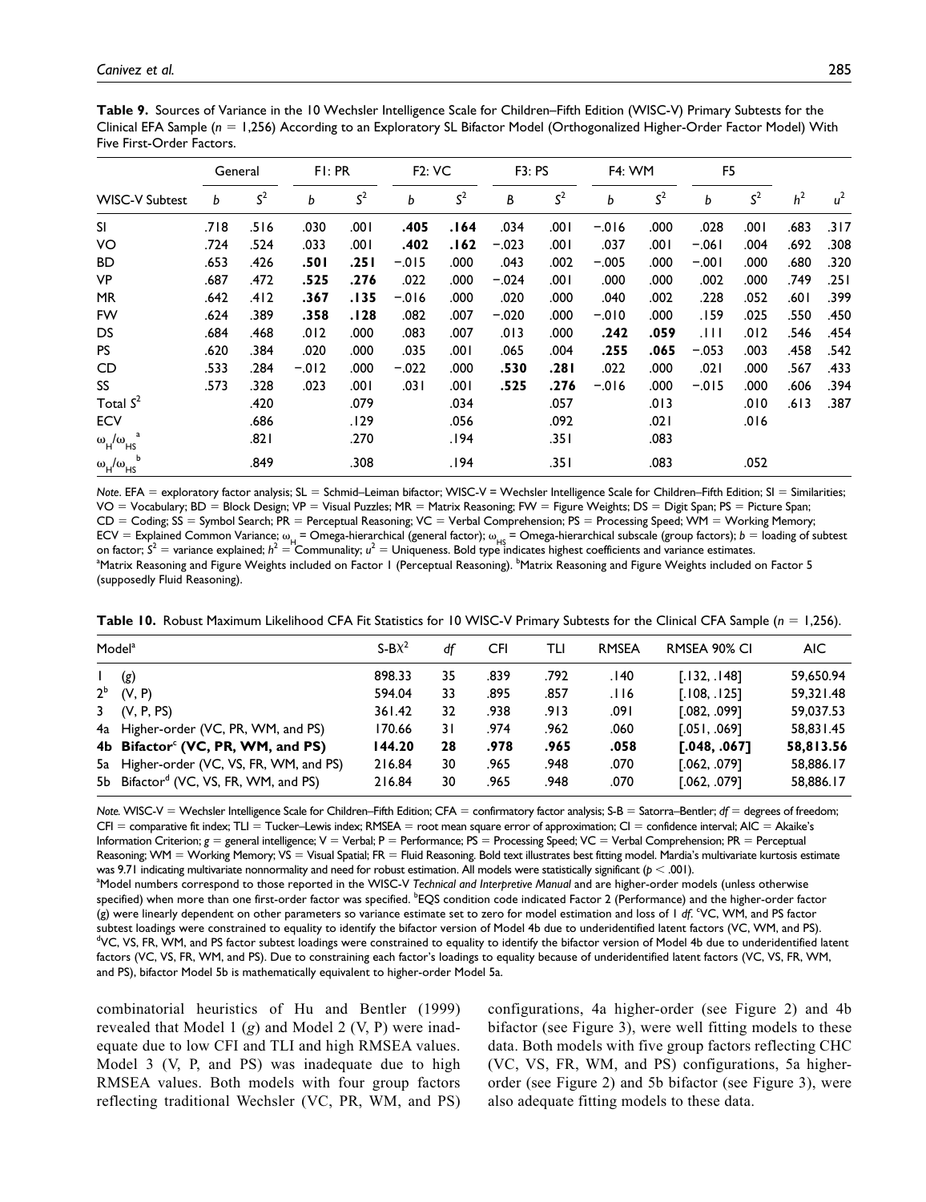**Table 9.** Sources of Variance in the 10 Wechsler Intelligence Scale for Children–Fifth Edition (WISC-V) Primary Subtests for the Clinical EFA Sample ($n$ = 1,256) According to an Exploratory SL Bifactor Model (Orthogonalized Higher-Order Factor Model) With Five First-Order Factors.

| | General | | F1: PR | | F2: VC | | F3: PS | | F4: WM | | F5 | | | |
|---|---|---|---|---|---|---|---|---|---|---|---|---|---|---|
| WISC-V Subtest | $b$ | $S^2$ | $b$ | $S^2$ | $b$ | $S^2$ | $B$ | $S^2$ | $b$ | $S^2$ | $b$ | $S^2$ | $h^2$ | $u^2$ |
| SI | .718 | .516 | .030 | .001 | **.405** | **.164** | .034 | .001 | −.016 | .000 | .028 | .001 | .683 | .317 |
| VO | .724 | .524 | .033 | .001 | **.402** | **.162** | −.023 | .001 | .037 | .001 | −.061 | .004 | .692 | .308 |
| BD | .653 | .426 | **.501** | **.251** | −.015 | .000 | .043 | .002 | −.005 | .000 | −.001 | .000 | .680 | .320 |
| VP | .687 | .472 | **.525** | **.276** | .022 | .000 | −.024 | .001 | .000 | .000 | .002 | .000 | .749 | .251 |
| MR | .642 | .412 | **.367** | **.135** | −.016 | .000 | .020 | .000 | .040 | .002 | .228 | .052 | .601 | .399 |
| FW | .624 | .389 | **.358** | **.128** | .082 | .007 | −.020 | .000 | −.010 | .000 | .159 | .025 | .550 | .450 |
| DS | .684 | .468 | .012 | .000 | .083 | .007 | .013 | .000 | **.242** | **.059** | .111 | .012 | .546 | .454 |
| PS | .620 | .384 | .020 | .000 | .035 | .001 | .065 | .004 | **.255** | **.065** | −.053 | .003 | .458 | .542 |
| CD | .533 | .284 | −.012 | .000 | −.022 | .000 | **.530** | **.281** | .022 | .000 | .021 | .000 | .567 | .433 |
| SS | .573 | .328 | .023 | .001 | .031 | .001 | **.525** | **.276** | −.016 | .000 | −.015 | .000 | .606 | .394 |
| Total $S^2$ | | .420 | | .079 | | .034 | | .057 | | .013 | | .010 | .613 | .387 |
| ECV | | .686 | | .129 | | .056 | | .092 | | .021 | | .016 | | |
| $\omega_H/\omega_{HS}$ [a] | | .821 | | .270 | | .194 | | .351 | | .083 | | | | |
| $\omega_H/\omega_{HS}$ [b] | | .849 | | .308 | | .194 | | .351 | | .083 | | .052 | | |

*Note*. EFA = exploratory factor analysis; SL = Schmid–Leiman bifactor; WISC-V = Wechsler Intelligence Scale for Children–Fifth Edition; SI = Similarities; VO = Vocabulary; BD = Block Design; VP = Visual Puzzles; MR = Matrix Reasoning; FW = Figure Weights; DS = Digit Span; PS = Picture Span; CD = Coding; SS = Symbol Search; PR = Perceptual Reasoning; VC = Verbal Comprehension; PS = Processing Speed; WM = Working Memory; ECV = Explained Common Variance; $\omega_H$ = Omega-hierarchical (general factor); $\omega_{HS}$ = Omega-hierarchical subscale (group factors); $b$ = loading of subtest on factor; $S^2$ = variance explained; $h^2$ = Communality; $u^2$ = Uniqueness. Bold type indicates highest coefficients and variance estimates.
[a]Matrix Reasoning and Figure Weights included on Factor 1 (Perceptual Reasoning). [b]Matrix Reasoning and Figure Weights included on Factor 5 (supposedly Fluid Reasoning).

**Table 10.** Robust Maximum Likelihood CFA Fit Statistics for 10 WISC-V Primary Subtests for the Clinical CFA Sample ($n$ = 1,256).

| Model[a] | S-B$\chi^2$ | $df$ | CFI | TLI | RMSEA | RMSEA 90% CI | AIC |
|---|---|---|---|---|---|---|---|
| 1 ($g$) | 898.33 | 35 | .839 | .792 | .140 | [.132, .148] | 59,650.94 |
| 2[b] (V, P) | 594.04 | 33 | .895 | .857 | .116 | [.108, .125] | 59,321.48 |
| 3 (V, P, PS) | 361.42 | 32 | .938 | .913 | .091 | [.082, .099] | 59,037.53 |
| 4a Higher-order (VC, PR, WM, and PS) | 170.66 | 31 | .974 | .962 | .060 | [.051, .069] | 58,831.45 |
| **4b Bifactor[c] (VC, PR, WM, and PS)** | **144.20** | **28** | **.978** | **.965** | **.058** | **[.048, .067]** | **58,813.56** |
| 5a Higher-order (VC, VS, FR, WM, and PS) | 216.84 | 30 | .965 | .948 | .070 | [.062, .079] | 58,886.17 |
| 5b Bifactor[d] (VC, VS, FR, WM, and PS) | 216.84 | 30 | .965 | .948 | .070 | [.062, .079] | 58,886.17 |

*Note.* WISC-V = Wechsler Intelligence Scale for Children–Fifth Edition; CFA = confirmatory factor analysis; S-B = Satorra–Bentler; $df$ = degrees of freedom; CFI = comparative fit index; TLI = Tucker–Lewis index; RMSEA = root mean square error of approximation; CI = confidence interval; AIC = Akaike's Information Criterion; $g$ = general intelligence; V = Verbal; P = Performance; PS = Processing Speed; VC = Verbal Comprehension; PR = Perceptual Reasoning; WM = Working Memory; VS = Visual Spatial; FR = Fluid Reasoning. Bold text illustrates best fitting model. Mardia's multivariate kurtosis estimate was 9.71 indicating multivariate nonnormality and need for robust estimation. All models were statistically significant ($p < .001$).
[a]Model numbers correspond to those reported in the WISC-V *Technical and Interpretive Manual* and are higher-order models (unless otherwise specified) when more than one first-order factor was specified. [b]EQS condition code indicated Factor 2 (Performance) and the higher-order factor ($g$) were linearly dependent on other parameters so variance estimate set to zero for model estimation and loss of 1 $df$. [c]VC, WM, and PS factor subtest loadings were constrained to equality to identify the bifactor version of Model 4b due to underidentified latent factors (VC, WM, and PS). [d]VC, VS, FR, WM, and PS factor subtest loadings were constrained to equality to identify the bifactor version of Model 4b due to underidentified latent factors (VC, VS, FR, WM, and PS). Due to constraining each factor's loadings to equality because of underidentified latent factors (VC, VS, FR, WM, and PS), bifactor Model 5b is mathematically equivalent to higher-order Model 5a.

combinatorial heuristics of Hu and Bentler (1999) revealed that Model 1 ($g$) and Model 2 (V, P) were inadequate due to low CFI and TLI and high RMSEA values. Model 3 (V, P, and PS) was inadequate due to high RMSEA values. Both models with four group factors reflecting traditional Wechsler (VC, PR, WM, and PS) configurations, 4a higher-order (see Figure 2) and 4b bifactor (see Figure 3), were well fitting models to these data. Both models with five group factors reflecting CHC (VC, VS, FR, WM, and PS) configurations, 5a higher-order (see Figure 2) and 5b bifactor (see Figure 3), were also adequate fitting models to these data.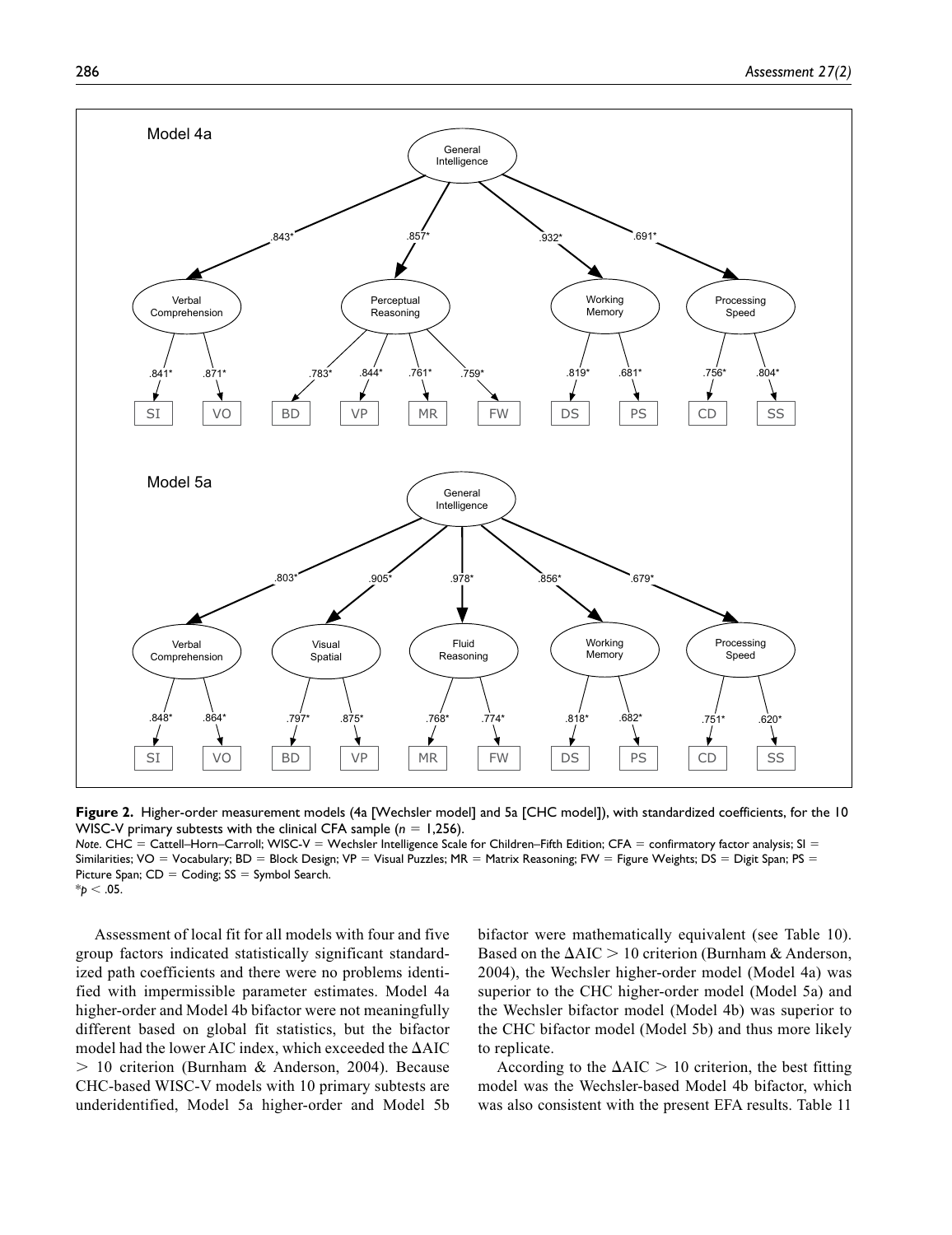**Figure 2.** Higher-order measurement models (4a [Wechsler model] and 5a [CHC model]), with standardized coefficients, for the 10 WISC-V primary subtests with the clinical CFA sample ($n$ = 1,256).

*Note*. CHC = Cattell–Horn–Carroll; WISC-V = Wechsler Intelligence Scale for Children–Fifth Edition; CFA = confirmatory factor analysis; SI = Similarities; VO = Vocabulary; BD = Block Design; VP = Visual Puzzles; MR = Matrix Reasoning; FW = Figure Weights; DS = Digit Span; PS = Picture Span; CD = Coding; SS = Symbol Search.

*$p < .05$.

Assessment of local fit for all models with four and five group factors indicated statistically significant standardized path coefficients and there were no problems identified with impermissible parameter estimates. Model 4a higher-order and Model 4b bifactor were not meaningfully different based on global fit statistics, but the bifactor model had the lower AIC index, which exceeded the ΔAIC > 10 criterion (Burnham & Anderson, 2004). Because CHC-based WISC-V models with 10 primary subtests are underidentified, Model 5a higher-order and Model 5b bifactor were mathematically equivalent (see Table 10). Based on the ΔAIC > 10 criterion (Burnham & Anderson, 2004), the Wechsler higher-order model (Model 4a) was superior to the CHC higher-order model (Model 5a) and the Wechsler bifactor model (Model 4b) was superior to the CHC bifactor model (Model 5b) and thus more likely to replicate.

According to the ΔAIC > 10 criterion, the best fitting model was the Wechsler-based Model 4b bifactor, which was also consistent with the present EFA results. Table 11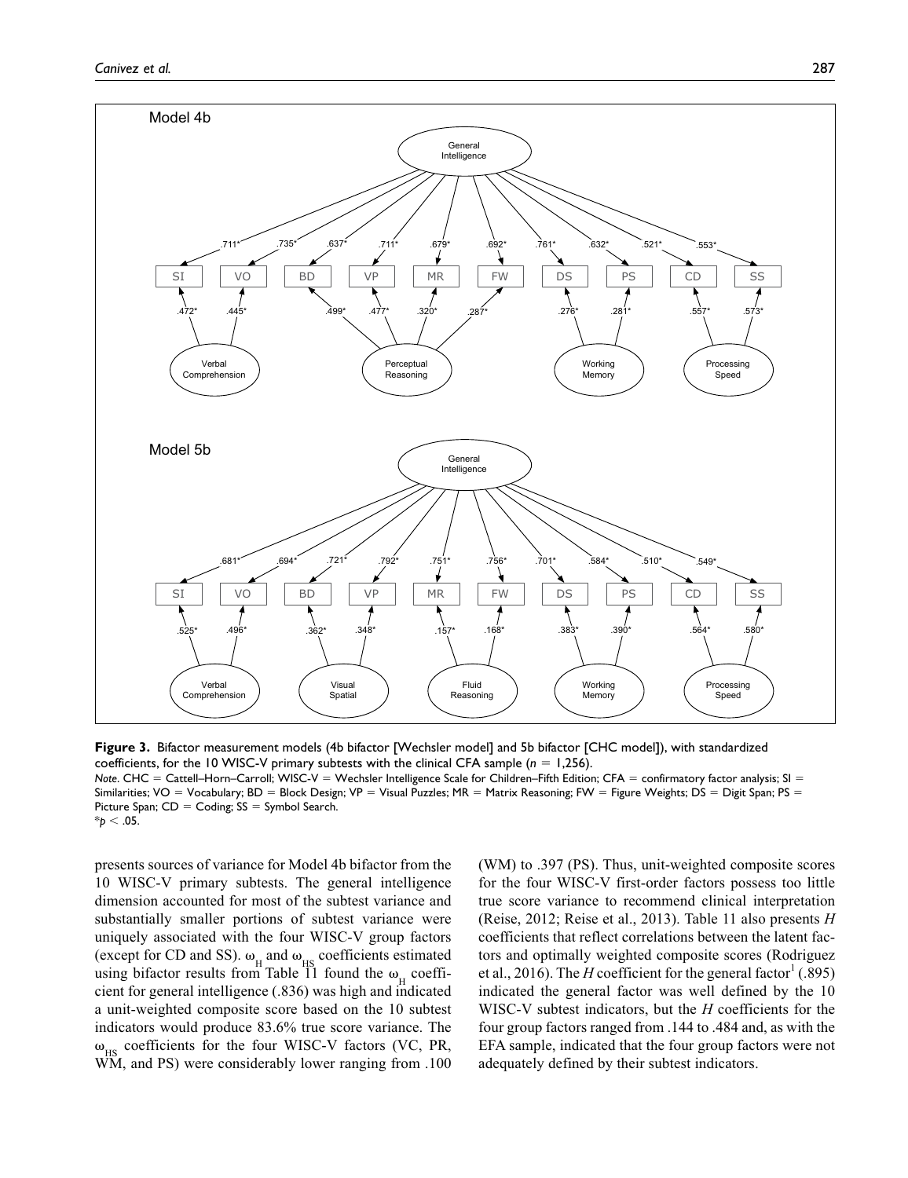**Figure 3.** Bifactor measurement models (4b bifactor [Wechsler model] and 5b bifactor [CHC model]), with standardized coefficients, for the 10 WISC-V primary subtests with the clinical CFA sample ($n$ = 1,256).

*Note.* CHC = Cattell–Horn–Carroll; WISC-V = Wechsler Intelligence Scale for Children–Fifth Edition; CFA = confirmatory factor analysis; SI = Similarities; VO = Vocabulary; BD = Block Design; VP = Visual Puzzles; MR = Matrix Reasoning; FW = Figure Weights; DS = Digit Span; PS = Picture Span; CD = Coding; SS = Symbol Search.
*$p < .05$.

presents sources of variance for Model 4b bifactor from the 10 WISC-V primary subtests. The general intelligence dimension accounted for most of the subtest variance and substantially smaller portions of subtest variance were uniquely associated with the four WISC-V group factors (except for CD and SS). $\omega_H$ and $\omega_{HS}$ coefficients estimated using bifactor results from Table 11 found the $\omega_H$ coefficient for general intelligence (.836) was high and indicated a unit-weighted composite score based on the 10 subtest indicators would produce 83.6% true score variance. The $\omega_{HS}$ coefficients for the four WISC-V factors (VC, PR, WM, and PS) were considerably lower ranging from .100 (WM) to .397 (PS). Thus, unit-weighted composite scores for the four WISC-V first-order factors possess too little true score variance to recommend clinical interpretation (Reise, 2012; Reise et al., 2013). Table 11 also presents $H$ coefficients that reflect correlations between the latent factors and optimally weighted composite scores (Rodriguez et al., 2016). The $H$ coefficient for the general factor[1] (.895) indicated the general factor was well defined by the 10 WISC-V subtest indicators, but the $H$ coefficients for the four group factors ranged from .144 to .484 and, as with the EFA sample, indicated that the four group factors were not adequately defined by their subtest indicators.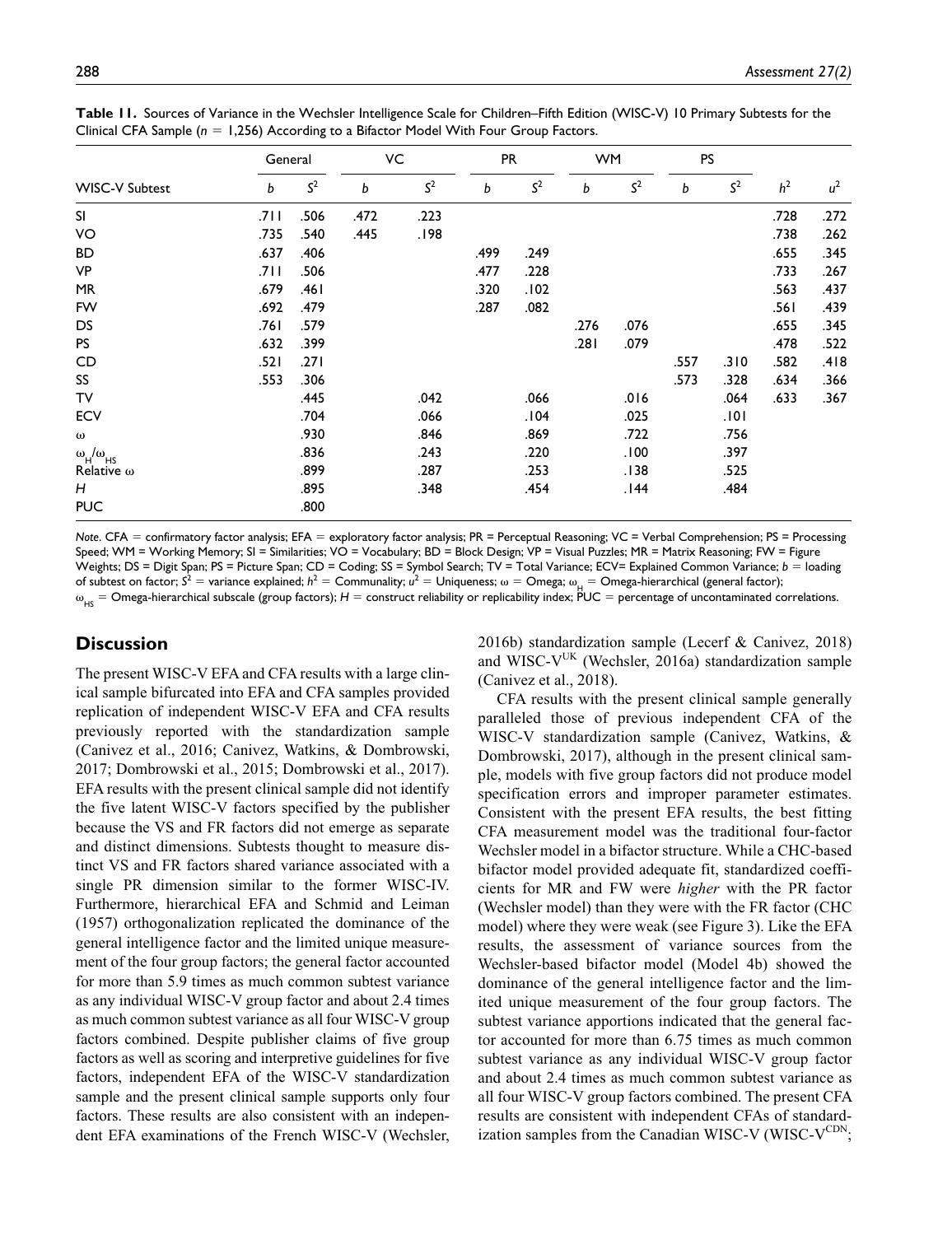**Table 11.** Sources of Variance in the Wechsler Intelligence Scale for Children–Fifth Edition (WISC-V) 10 Primary Subtests for the Clinical CFA Sample ($n$ = 1,256) According to a Bifactor Model With Four Group Factors.

| | General | | VC | | PR | | WM | | PS | | | |
|---|---|---|---|---|---|---|---|---|---|---|---|---|
| WISC-V Subtest | $b$ | $S^2$ | $b$ | $S^2$ | $b$ | $S^2$ | $b$ | $S^2$ | $b$ | $S^2$ | $h^2$ | $u^2$ |
| SI | .711 | .506 | .472 | .223 | | | | | | | .728 | .272 |
| VO | .735 | .540 | .445 | .198 | | | | | | | .738 | .262 |
| BD | .637 | .406 | | | .499 | .249 | | | | | .655 | .345 |
| VP | .711 | .506 | | | .477 | .228 | | | | | .733 | .267 |
| MR | .679 | .461 | | | .320 | .102 | | | | | .563 | .437 |
| FW | .692 | .479 | | | .287 | .082 | | | | | .561 | .439 |
| DS | .761 | .579 | | | | | .276 | .076 | | | .655 | .345 |
| PS | .632 | .399 | | | | | .281 | .079 | | | .478 | .522 |
| CD | .521 | .271 | | | | | | | .557 | .310 | .582 | .418 |
| SS | .553 | .306 | | | | | | | .573 | .328 | .634 | .366 |
| TV | | .445 | | .042 | | .066 | | .016 | | .064 | .633 | .367 |
| ECV | | .704 | | .066 | | .104 | | .025 | | .101 | | |
| ω | | .930 | | .846 | | .869 | | .722 | | .756 | | |
| $\omega_H/\omega_{HS}$ | | .836 | | .243 | | .220 | | .100 | | .397 | | |
| Relative ω | | .899 | | .287 | | .253 | | .138 | | .525 | | |
| $H$ | | .895 | | .348 | | .454 | | .144 | | .484 | | |
| PUC | | .800 | | | | | | | | | | |

*Note*. CFA = confirmatory factor analysis; EFA = exploratory factor analysis; PR = Perceptual Reasoning; VC = Verbal Comprehension; PS = Processing Speed; WM = Working Memory; SI = Similarities; VO = Vocabulary; BD = Block Design; VP = Visual Puzzles; MR = Matrix Reasoning; FW = Figure Weights; DS = Digit Span; PS = Picture Span; CD = Coding; SS = Symbol Search; TV = Total Variance; ECV= Explained Common Variance; $b$ = loading of subtest on factor; $S^2$ = variance explained; $h^2$ = Communality; $u^2$ = Uniqueness; ω = Omega; $\omega_H$ = Omega-hierarchical (general factor); $\omega_{HS}$ = Omega-hierarchical subscale (group factors); $H$ = construct reliability or replicability index; PUC = percentage of uncontaminated correlations.

## Discussion

The present WISC-V EFA and CFA results with a large clinical sample bifurcated into EFA and CFA samples provided replication of independent WISC-V EFA and CFA results previously reported with the standardization sample (Canivez et al., 2016; Canivez, Watkins, & Dombrowski, 2017; Dombrowski et al., 2015; Dombrowski et al., 2017). EFA results with the present clinical sample did not identify the five latent WISC-V factors specified by the publisher because the VS and FR factors did not emerge as separate and distinct dimensions. Subtests thought to measure distinct VS and FR factors shared variance associated with a single PR dimension similar to the former WISC-IV. Furthermore, hierarchical EFA and Schmid and Leiman (1957) orthogonalization replicated the dominance of the general intelligence factor and the limited unique measurement of the four group factors; the general factor accounted for more than 5.9 times as much common subtest variance as any individual WISC-V group factor and about 2.4 times as much common subtest variance as all four WISC-V group factors combined. Despite publisher claims of five group factors as well as scoring and interpretive guidelines for five factors, independent EFA of the WISC-V standardization sample and the present clinical sample supports only four factors. These results are also consistent with an independent EFA examinations of the French WISC-V (Wechsler, 2016b) standardization sample (Lecerf & Canivez, 2018) and WISC-V$^{UK}$ (Wechsler, 2016a) standardization sample (Canivez et al., 2018).

CFA results with the present clinical sample generally paralleled those of previous independent CFA of the WISC-V standardization sample (Canivez, Watkins, & Dombrowski, 2017), although in the present clinical sample, models with five group factors did not produce model specification errors and improper parameter estimates. Consistent with the present EFA results, the best fitting CFA measurement model was the traditional four-factor Wechsler model in a bifactor structure. While a CHC-based bifactor model provided adequate fit, standardized coefficients for MR and FW were *higher* with the PR factor (Wechsler model) than they were with the FR factor (CHC model) where they were weak (see Figure 3). Like the EFA results, the assessment of variance sources from the Wechsler-based bifactor model (Model 4b) showed the dominance of the general intelligence factor and the limited unique measurement of the four group factors. The subtest variance apportions indicated that the general factor accounted for more than 6.75 times as much common subtest variance as any individual WISC-V group factor and about 2.4 times as much common subtest variance as all four WISC-V group factors combined. The present CFA results are consistent with independent CFAs of standardization samples from the Canadian WISC-V (WISC-V$^{CDN}$;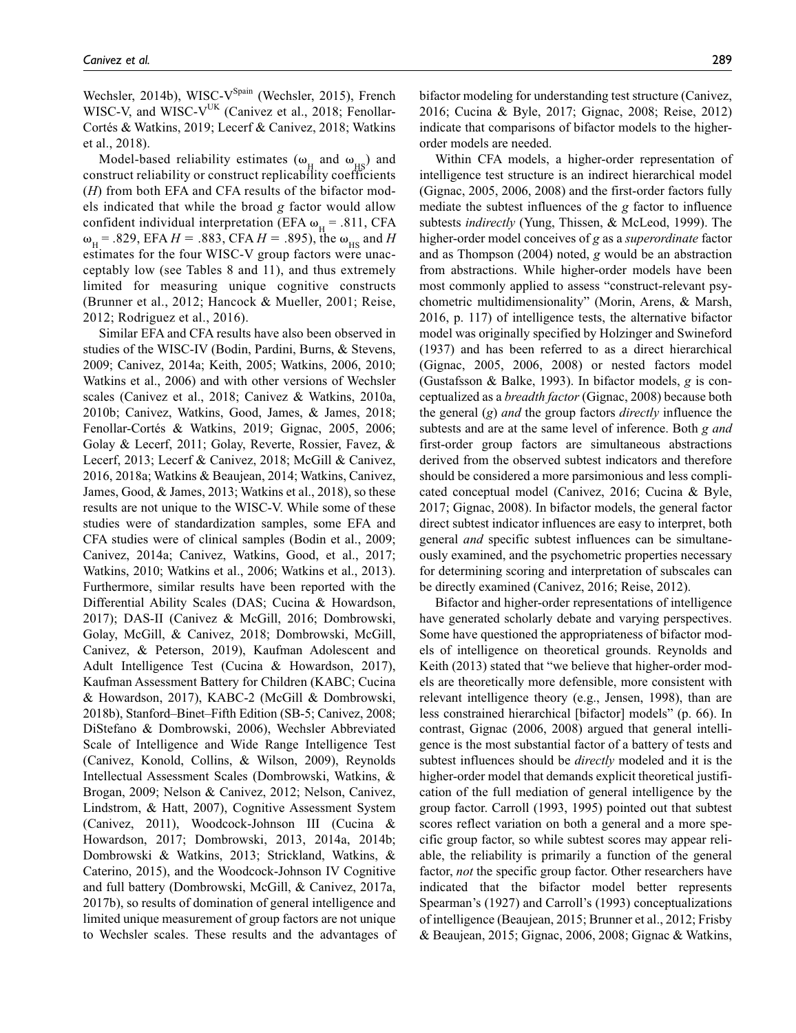Wechsler, 2014b), WISC-V$^{Spain}$ (Wechsler, 2015), French WISC-V, and WISC-V$^{UK}$ (Canivez et al., 2018; Fenollar-Cortés & Watkins, 2019; Lecerf & Canivez, 2018; Watkins et al., 2018).

Model-based reliability estimates ($\omega_H$ and $\omega_{HS}$) and construct reliability or construct replicability coefficients (*H*) from both EFA and CFA results of the bifactor models indicated that while the broad *g* factor would allow confident individual interpretation (EFA $\omega_H$ = .811, CFA $\omega_H$ = .829, EFA *H* = .883, CFA *H* = .895), the $\omega_{HS}$ and *H* estimates for the four WISC-V group factors were unacceptably low (see Tables 8 and 11), and thus extremely limited for measuring unique cognitive constructs (Brunner et al., 2012; Hancock & Mueller, 2001; Reise, 2012; Rodriguez et al., 2016).

Similar EFA and CFA results have also been observed in studies of the WISC-IV (Bodin, Pardini, Burns, & Stevens, 2009; Canivez, 2014a; Keith, 2005; Watkins, 2006, 2010; Watkins et al., 2006) and with other versions of Wechsler scales (Canivez et al., 2018; Canivez & Watkins, 2010a, 2010b; Canivez, Watkins, Good, James, & James, 2018; Fenollar-Cortés & Watkins, 2019; Gignac, 2005, 2006; Golay & Lecerf, 2011; Golay, Reverte, Rossier, Favez, & Lecerf, 2013; Lecerf & Canivez, 2018; McGill & Canivez, 2016, 2018a; Watkins & Beaujean, 2014; Watkins, Canivez, James, Good, & James, 2013; Watkins et al., 2018), so these results are not unique to the WISC-V. While some of these studies were of standardization samples, some EFA and CFA studies were of clinical samples (Bodin et al., 2009; Canivez, 2014a; Canivez, Watkins, Good, et al., 2017; Watkins, 2010; Watkins et al., 2006; Watkins et al., 2013). Furthermore, similar results have been reported with the Differential Ability Scales (DAS; Cucina & Howardson, 2017); DAS-II (Canivez & McGill, 2016; Dombrowski, Golay, McGill, & Canivez, 2018; Dombrowski, McGill, Canivez, & Peterson, 2019), Kaufman Adolescent and Adult Intelligence Test (Cucina & Howardson, 2017), Kaufman Assessment Battery for Children (KABC; Cucina & Howardson, 2017), KABC-2 (McGill & Dombrowski, 2018b), Stanford–Binet–Fifth Edition (SB-5; Canivez, 2008; DiStefano & Dombrowski, 2006), Wechsler Abbreviated Scale of Intelligence and Wide Range Intelligence Test (Canivez, Konold, Collins, & Wilson, 2009), Reynolds Intellectual Assessment Scales (Dombrowski, Watkins, & Brogan, 2009; Nelson & Canivez, 2012; Nelson, Canivez, Lindstrom, & Hatt, 2007), Cognitive Assessment System (Canivez, 2011), Woodcock-Johnson III (Cucina & Howardson, 2017; Dombrowski, 2013, 2014a, 2014b; Dombrowski & Watkins, 2013; Strickland, Watkins, & Caterino, 2015), and the Woodcock-Johnson IV Cognitive and full battery (Dombrowski, McGill, & Canivez, 2017a, 2017b), so results of domination of general intelligence and limited unique measurement of group factors are not unique to Wechsler scales. These results and the advantages of bifactor modeling for understanding test structure (Canivez, 2016; Cucina & Byle, 2017; Gignac, 2008; Reise, 2012) indicate that comparisons of bifactor models to the higher-order models are needed.

Within CFA models, a higher-order representation of intelligence test structure is an indirect hierarchical model (Gignac, 2005, 2006, 2008) and the first-order factors fully mediate the subtest influences of the *g* factor to influence subtests *indirectly* (Yung, Thissen, & McLeod, 1999). The higher-order model conceives of *g* as a *superordinate* factor and as Thompson (2004) noted, *g* would be an abstraction from abstractions. While higher-order models have been most commonly applied to assess "construct-relevant psychometric multidimensionality" (Morin, Arens, & Marsh, 2016, p. 117) of intelligence tests, the alternative bifactor model was originally specified by Holzinger and Swineford (1937) and has been referred to as a direct hierarchical (Gignac, 2005, 2006, 2008) or nested factors model (Gustafsson & Balke, 1993). In bifactor models, *g* is conceptualized as a *breadth factor* (Gignac, 2008) because both the general (*g*) *and* the group factors *directly* influence the subtests and are at the same level of inference. Both *g and* first-order group factors are simultaneous abstractions derived from the observed subtest indicators and therefore should be considered a more parsimonious and less complicated conceptual model (Canivez, 2016; Cucina & Byle, 2017; Gignac, 2008). In bifactor models, the general factor direct subtest indicator influences are easy to interpret, both general *and* specific subtest influences can be simultaneously examined, and the psychometric properties necessary for determining scoring and interpretation of subscales can be directly examined (Canivez, 2016; Reise, 2012).

Bifactor and higher-order representations of intelligence have generated scholarly debate and varying perspectives. Some have questioned the appropriateness of bifactor models of intelligence on theoretical grounds. Reynolds and Keith (2013) stated that "we believe that higher-order models are theoretically more defensible, more consistent with relevant intelligence theory (e.g., Jensen, 1998), than are less constrained hierarchical [bifactor] models" (p. 66). In contrast, Gignac (2006, 2008) argued that general intelligence is the most substantial factor of a battery of tests and subtest influences should be *directly* modeled and it is the higher-order model that demands explicit theoretical justification of the full mediation of general intelligence by the group factor. Carroll (1993, 1995) pointed out that subtest scores reflect variation on both a general and a more specific group factor, so while subtest scores may appear reliable, the reliability is primarily a function of the general factor, *not* the specific group factor. Other researchers have indicated that the bifactor model better represents Spearman's (1927) and Carroll's (1993) conceptualizations of intelligence (Beaujean, 2015; Brunner et al., 2012; Frisby & Beaujean, 2015; Gignac, 2006, 2008; Gignac & Watkins,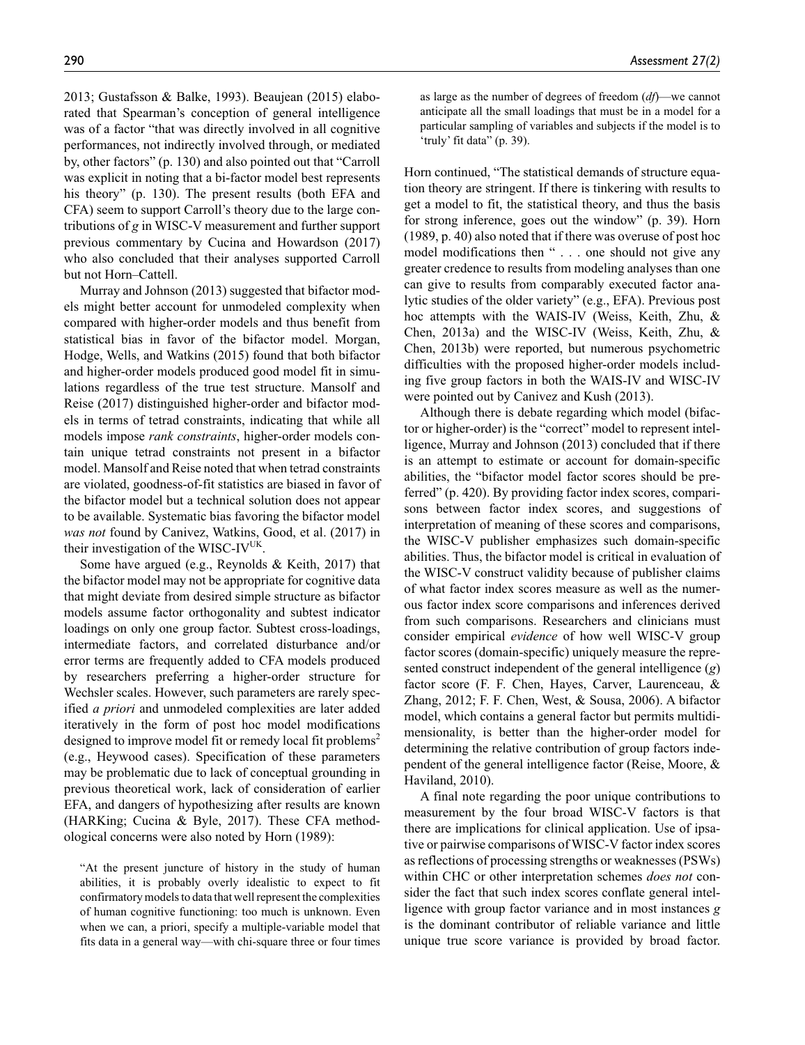2013; Gustafsson & Balke, 1993). Beaujean (2015) elaborated that Spearman's conception of general intelligence was of a factor "that was directly involved in all cognitive performances, not indirectly involved through, or mediated by, other factors" (p. 130) and also pointed out that "Carroll was explicit in noting that a bi-factor model best represents his theory" (p. 130). The present results (both EFA and CFA) seem to support Carroll's theory due to the large contributions of *g* in WISC-V measurement and further support previous commentary by Cucina and Howardson (2017) who also concluded that their analyses supported Carroll but not Horn–Cattell.

Murray and Johnson (2013) suggested that bifactor models might better account for unmodeled complexity when compared with higher-order models and thus benefit from statistical bias in favor of the bifactor model. Morgan, Hodge, Wells, and Watkins (2015) found that both bifactor and higher-order models produced good model fit in simulations regardless of the true test structure. Mansolf and Reise (2017) distinguished higher-order and bifactor models in terms of tetrad constraints, indicating that while all models impose *rank constraints*, higher-order models contain unique tetrad constraints not present in a bifactor model. Mansolf and Reise noted that when tetrad constraints are violated, goodness-of-fit statistics are biased in favor of the bifactor model but a technical solution does not appear to be available. Systematic bias favoring the bifactor model *was not* found by Canivez, Watkins, Good, et al. (2017) in their investigation of the WISC-IV$^{UK}$.

Some have argued (e.g., Reynolds & Keith, 2017) that the bifactor model may not be appropriate for cognitive data that might deviate from desired simple structure as bifactor models assume factor orthogonality and subtest indicator loadings on only one group factor. Subtest cross-loadings, intermediate factors, and correlated disturbance and/or error terms are frequently added to CFA models produced by researchers preferring a higher-order structure for Wechsler scales. However, such parameters are rarely specified *a priori* and unmodeled complexities are later added iteratively in the form of post hoc model modifications designed to improve model fit or remedy local fit problems[2] (e.g., Heywood cases). Specification of these parameters may be problematic due to lack of conceptual grounding in previous theoretical work, lack of consideration of earlier EFA, and dangers of hypothesizing after results are known (HARKing; Cucina & Byle, 2017). These CFA methodological concerns were also noted by Horn (1989):

> "At the present juncture of history in the study of human abilities, it is probably overly idealistic to expect to fit confirmatory models to data that well represent the complexities of human cognitive functioning: too much is unknown. Even when we can, a priori, specify a multiple-variable model that fits data in a general way—with chi-square three or four times as large as the number of degrees of freedom (*df*)—we cannot anticipate all the small loadings that must be in a model for a particular sampling of variables and subjects if the model is to 'truly' fit data" (p. 39).

Horn continued, "The statistical demands of structure equation theory are stringent. If there is tinkering with results to get a model to fit, the statistical theory, and thus the basis for strong inference, goes out the window" (p. 39). Horn (1989, p. 40) also noted that if there was overuse of post hoc model modifications then " . . . one should not give any greater credence to results from modeling analyses than one can give to results from comparably executed factor analytic studies of the older variety" (e.g., EFA). Previous post hoc attempts with the WAIS-IV (Weiss, Keith, Zhu, & Chen, 2013a) and the WISC-IV (Weiss, Keith, Zhu, & Chen, 2013b) were reported, but numerous psychometric difficulties with the proposed higher-order models including five group factors in both the WAIS-IV and WISC-IV were pointed out by Canivez and Kush (2013).

Although there is debate regarding which model (bifactor or higher-order) is the "correct" model to represent intelligence, Murray and Johnson (2013) concluded that if there is an attempt to estimate or account for domain-specific abilities, the "bifactor model factor scores should be preferred" (p. 420). By providing factor index scores, comparisons between factor index scores, and suggestions of interpretation of meaning of these scores and comparisons, the WISC-V publisher emphasizes such domain-specific abilities. Thus, the bifactor model is critical in evaluation of the WISC-V construct validity because of publisher claims of what factor index scores measure as well as the numerous factor index score comparisons and inferences derived from such comparisons. Researchers and clinicians must consider empirical *evidence* of how well WISC-V group factor scores (domain-specific) uniquely measure the represented construct independent of the general intelligence (*g*) factor score (F. F. Chen, Hayes, Carver, Laurenceau, & Zhang, 2012; F. F. Chen, West, & Sousa, 2006). A bifactor model, which contains a general factor but permits multidimensionality, is better than the higher-order model for determining the relative contribution of group factors independent of the general intelligence factor (Reise, Moore, & Haviland, 2010).

A final note regarding the poor unique contributions to measurement by the four broad WISC-V factors is that there are implications for clinical application. Use of ipsative or pairwise comparisons of WISC-V factor index scores as reflections of processing strengths or weaknesses (PSWs) within CHC or other interpretation schemes *does not* consider the fact that such index scores conflate general intelligence with group factor variance and in most instances *g* is the dominant contributor of reliable variance and little unique true score variance is provided by broad factor.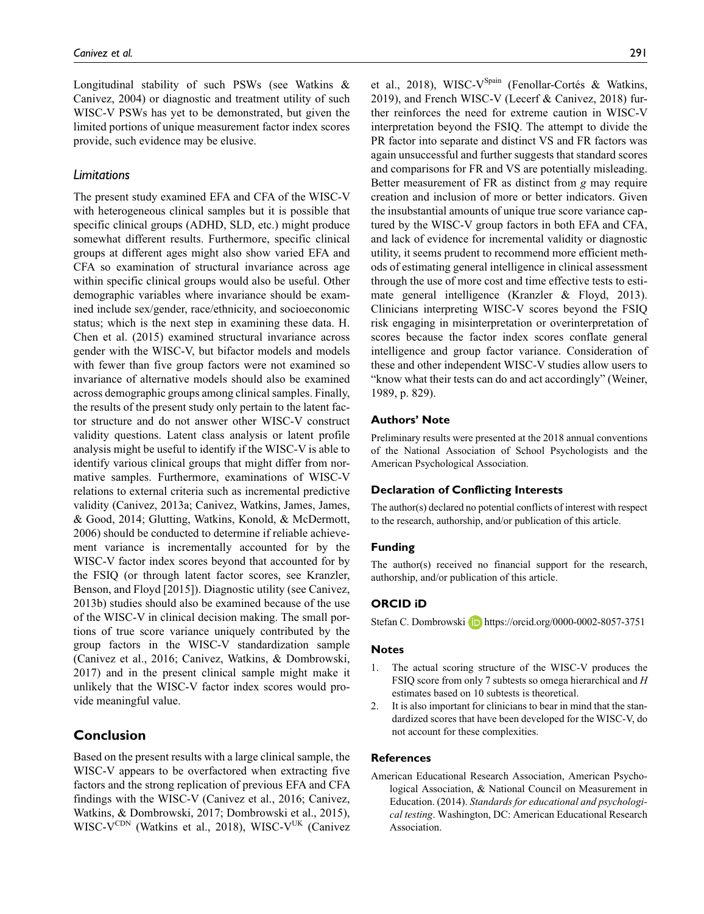Longitudinal stability of such PSWs (see Watkins & Canivez, 2004) or diagnostic and treatment utility of such WISC-V PSWs has yet to be demonstrated, but given the limited portions of unique measurement factor index scores provide, such evidence may be elusive.

### *Limitations*

The present study examined EFA and CFA of the WISC-V with heterogeneous clinical samples but it is possible that specific clinical groups (ADHD, SLD, etc.) might produce somewhat different results. Furthermore, specific clinical groups at different ages might also show varied EFA and CFA so examination of structural invariance across age within specific clinical groups would also be useful. Other demographic variables where invariance should be examined include sex/gender, race/ethnicity, and socioeconomic status; which is the next step in examining these data. H. Chen et al. (2015) examined structural invariance across gender with the WISC-V, but bifactor models and models with fewer than five group factors were not examined so invariance of alternative models should also be examined across demographic groups among clinical samples. Finally, the results of the present study only pertain to the latent factor structure and do not answer other WISC-V construct validity questions. Latent class analysis or latent profile analysis might be useful to identify if the WISC-V is able to identify various clinical groups that might differ from normative samples. Furthermore, examinations of WISC-V relations to external criteria such as incremental predictive validity (Canivez, 2013a; Canivez, Watkins, James, James, & Good, 2014; Glutting, Watkins, Konold, & McDermott, 2006) should be conducted to determine if reliable achievement variance is incrementally accounted for by the WISC-V factor index scores beyond that accounted for by the FSIQ (or through latent factor scores, see Kranzler, Benson, and Floyd [2015]). Diagnostic utility (see Canivez, 2013b) studies should also be examined because of the use of the WISC-V in clinical decision making. The small portions of true score variance uniquely contributed by the group factors in the WISC-V standardization sample (Canivez et al., 2016; Canivez, Watkins, & Dombrowski, 2017) and in the present clinical sample might make it unlikely that the WISC-V factor index scores would provide meaningful value.

## Conclusion

Based on the present results with a large clinical sample, the WISC-V appears to be overfactored when extracting five factors and the strong replication of previous EFA and CFA findings with the WISC-V (Canivez et al., 2016; Canivez, Watkins, & Dombrowski, 2017; Dombrowski et al., 2015), WISC-V$^{CDN}$ (Watkins et al., 2018), WISC-V$^{UK}$ (Canivez et al., 2018), WISC-V$^{Spain}$ (Fenollar-Cortés & Watkins, 2019), and French WISC-V (Lecerf & Canivez, 2018) further reinforces the need for extreme caution in WISC-V interpretation beyond the FSIQ. The attempt to divide the PR factor into separate and distinct VS and FR factors was again unsuccessful and further suggests that standard scores and comparisons for FR and VS are potentially misleading. Better measurement of FR as distinct from *g* may require creation and inclusion of more or better indicators. Given the insubstantial amounts of unique true score variance captured by the WISC-V group factors in both EFA and CFA, and lack of evidence for incremental validity or diagnostic utility, it seems prudent to recommend more efficient methods of estimating general intelligence in clinical assessment through the use of more cost and time effective tests to estimate general intelligence (Kranzler & Floyd, 2013). Clinicians interpreting WISC-V scores beyond the FSIQ risk engaging in misinterpretation or overinterpretation of scores because the factor index scores conflate general intelligence and group factor variance. Consideration of these and other independent WISC-V studies allow users to "know what their tests can do and act accordingly" (Weiner, 1989, p. 829).

### Authors' Note

Preliminary results were presented at the 2018 annual conventions of the National Association of School Psychologists and the American Psychological Association.

### Declaration of Conflicting Interests

The author(s) declared no potential conflicts of interest with respect to the research, authorship, and/or publication of this article.

### Funding

The author(s) received no financial support for the research, authorship, and/or publication of this article.

### ORCID iD

Stefan C. Dombrowski https://orcid.org/0000-0002-8057-3751

### Notes

1. The actual scoring structure of the WISC-V produces the FSIQ score from only 7 subtests so omega hierarchical and *H* estimates based on 10 subtests is theoretical.
2. It is also important for clinicians to bear in mind that the standardized scores that have been developed for the WISC-V, do not account for these complexities.

### References

American Educational Research Association, American Psychological Association, & National Council on Measurement in Education. (2014). *Standards for educational and psychological testing*. Washington, DC: American Educational Research Association.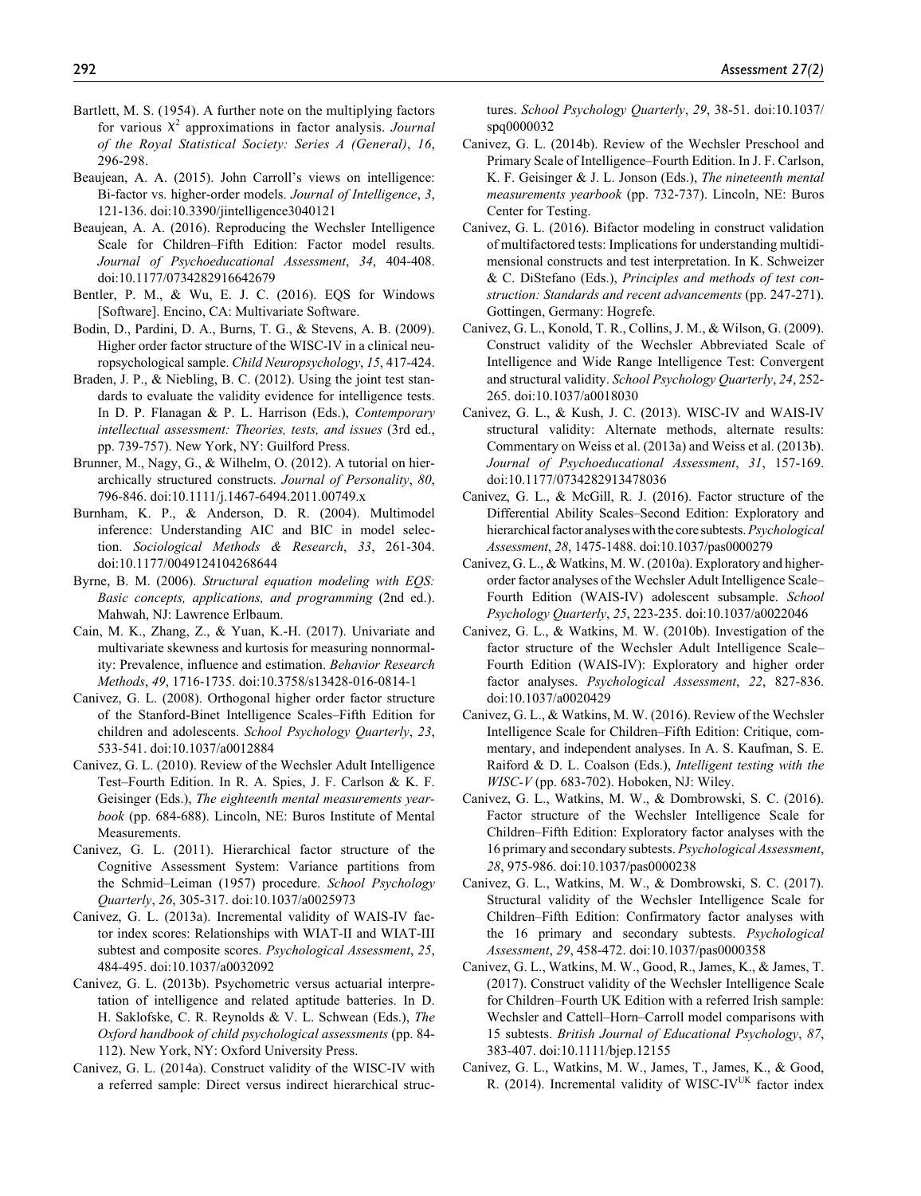Bartlett, M. S. (1954). A further note on the multiplying factors for various $\chi^2$ approximations in factor analysis. *Journal of the Royal Statistical Society: Series A (General)*, *16*, 296-298.

Beaujean, A. A. (2015). John Carroll's views on intelligence: Bi-factor vs. higher-order models. *Journal of Intelligence*, *3*, 121-136. doi:10.3390/jintelligence3040121

Beaujean, A. A. (2016). Reproducing the Wechsler Intelligence Scale for Children–Fifth Edition: Factor model results. *Journal of Psychoeducational Assessment*, *34*, 404-408. doi:10.1177/0734282916642679

Bentler, P. M., & Wu, E. J. C. (2016). EQS for Windows [Software]. Encino, CA: Multivariate Software.

Bodin, D., Pardini, D. A., Burns, T. G., & Stevens, A. B. (2009). Higher order factor structure of the WISC-IV in a clinical neuropsychological sample. *Child Neuropsychology*, *15*, 417-424.

Braden, J. P., & Niebling, B. C. (2012). Using the joint test standards to evaluate the validity evidence for intelligence tests. In D. P. Flanagan & P. L. Harrison (Eds.), *Contemporary intellectual assessment: Theories, tests, and issues* (3rd ed., pp. 739-757). New York, NY: Guilford Press.

Brunner, M., Nagy, G., & Wilhelm, O. (2012). A tutorial on hierarchically structured constructs. *Journal of Personality*, *80*, 796-846. doi:10.1111/j.1467-6494.2011.00749.x

Burnham, K. P., & Anderson, D. R. (2004). Multimodel inference: Understanding AIC and BIC in model selection. *Sociological Methods & Research*, *33*, 261-304. doi:10.1177/0049124104268644

Byrne, B. M. (2006). *Structural equation modeling with EQS: Basic concepts, applications, and programming* (2nd ed.). Mahwah, NJ: Lawrence Erlbaum.

Cain, M. K., Zhang, Z., & Yuan, K.-H. (2017). Univariate and multivariate skewness and kurtosis for measuring nonnormality: Prevalence, influence and estimation. *Behavior Research Methods*, *49*, 1716-1735. doi:10.3758/s13428-016-0814-1

Canivez, G. L. (2008). Orthogonal higher order factor structure of the Stanford-Binet Intelligence Scales–Fifth Edition for children and adolescents. *School Psychology Quarterly*, *23*, 533-541. doi:10.1037/a0012884

Canivez, G. L. (2010). Review of the Wechsler Adult Intelligence Test–Fourth Edition. In R. A. Spies, J. F. Carlson & K. F. Geisinger (Eds.), *The eighteenth mental measurements yearbook* (pp. 684-688). Lincoln, NE: Buros Institute of Mental Measurements.

Canivez, G. L. (2011). Hierarchical factor structure of the Cognitive Assessment System: Variance partitions from the Schmid–Leiman (1957) procedure. *School Psychology Quarterly*, *26*, 305-317. doi:10.1037/a0025973

Canivez, G. L. (2013a). Incremental validity of WAIS-IV factor index scores: Relationships with WIAT-II and WIAT-III subtest and composite scores. *Psychological Assessment*, *25*, 484-495. doi:10.1037/a0032092

Canivez, G. L. (2013b). Psychometric versus actuarial interpretation of intelligence and related aptitude batteries. In D. H. Saklofske, C. R. Reynolds & V. L. Schwean (Eds.), *The Oxford handbook of child psychological assessments* (pp. 84-112). New York, NY: Oxford University Press.

Canivez, G. L. (2014a). Construct validity of the WISC-IV with a referred sample: Direct versus indirect hierarchical structures. *School Psychology Quarterly*, *29*, 38-51. doi:10.1037/spq0000032

Canivez, G. L. (2014b). Review of the Wechsler Preschool and Primary Scale of Intelligence–Fourth Edition. In J. F. Carlson, K. F. Geisinger & J. L. Jonson (Eds.), *The nineteenth mental measurements yearbook* (pp. 732-737). Lincoln, NE: Buros Center for Testing.

Canivez, G. L. (2016). Bifactor modeling in construct validation of multifactored tests: Implications for understanding multidimensional constructs and test interpretation. In K. Schweizer & C. DiStefano (Eds.), *Principles and methods of test construction: Standards and recent advancements* (pp. 247-271). Gottingen, Germany: Hogrefe.

Canivez, G. L., Konold, T. R., Collins, J. M., & Wilson, G. (2009). Construct validity of the Wechsler Abbreviated Scale of Intelligence and Wide Range Intelligence Test: Convergent and structural validity. *School Psychology Quarterly*, *24*, 252-265. doi:10.1037/a0018030

Canivez, G. L., & Kush, J. C. (2013). WISC-IV and WAIS-IV structural validity: Alternate methods, alternate results: Commentary on Weiss et al. (2013a) and Weiss et al. (2013b). *Journal of Psychoeducational Assessment*, *31*, 157-169. doi:10.1177/0734282913478036

Canivez, G. L., & McGill, R. J. (2016). Factor structure of the Differential Ability Scales–Second Edition: Exploratory and hierarchical factor analyses with the core subtests. *Psychological Assessment*, *28*, 1475-1488. doi:10.1037/pas0000279

Canivez, G. L., & Watkins, M. W. (2010a). Exploratory and higher-order factor analyses of the Wechsler Adult Intelligence Scale–Fourth Edition (WAIS-IV) adolescent subsample. *School Psychology Quarterly*, *25*, 223-235. doi:10.1037/a0022046

Canivez, G. L., & Watkins, M. W. (2010b). Investigation of the factor structure of the Wechsler Adult Intelligence Scale–Fourth Edition (WAIS-IV): Exploratory and higher order factor analyses. *Psychological Assessment*, *22*, 827-836. doi:10.1037/a0020429

Canivez, G. L., & Watkins, M. W. (2016). Review of the Wechsler Intelligence Scale for Children–Fifth Edition: Critique, commentary, and independent analyses. In A. S. Kaufman, S. E. Raiford & D. L. Coalson (Eds.), *Intelligent testing with the WISC-V* (pp. 683-702). Hoboken, NJ: Wiley.

Canivez, G. L., Watkins, M. W., & Dombrowski, S. C. (2016). Factor structure of the Wechsler Intelligence Scale for Children–Fifth Edition: Exploratory factor analyses with the 16 primary and secondary subtests. *Psychological Assessment*, *28*, 975-986. doi:10.1037/pas0000238

Canivez, G. L., Watkins, M. W., & Dombrowski, S. C. (2017). Structural validity of the Wechsler Intelligence Scale for Children–Fifth Edition: Confirmatory factor analyses with the 16 primary and secondary subtests. *Psychological Assessment*, *29*, 458-472. doi:10.1037/pas0000358

Canivez, G. L., Watkins, M. W., Good, R., James, K., & James, T. (2017). Construct validity of the Wechsler Intelligence Scale for Children–Fourth UK Edition with a referred Irish sample: Wechsler and Cattell–Horn–Carroll model comparisons with 15 subtests. *British Journal of Educational Psychology*, *87*, 383-407. doi:10.1111/bjep.12155

Canivez, G. L., Watkins, M. W., James, T., James, K., & Good, R. (2014). Incremental validity of WISC-IV$^{UK}$ factor index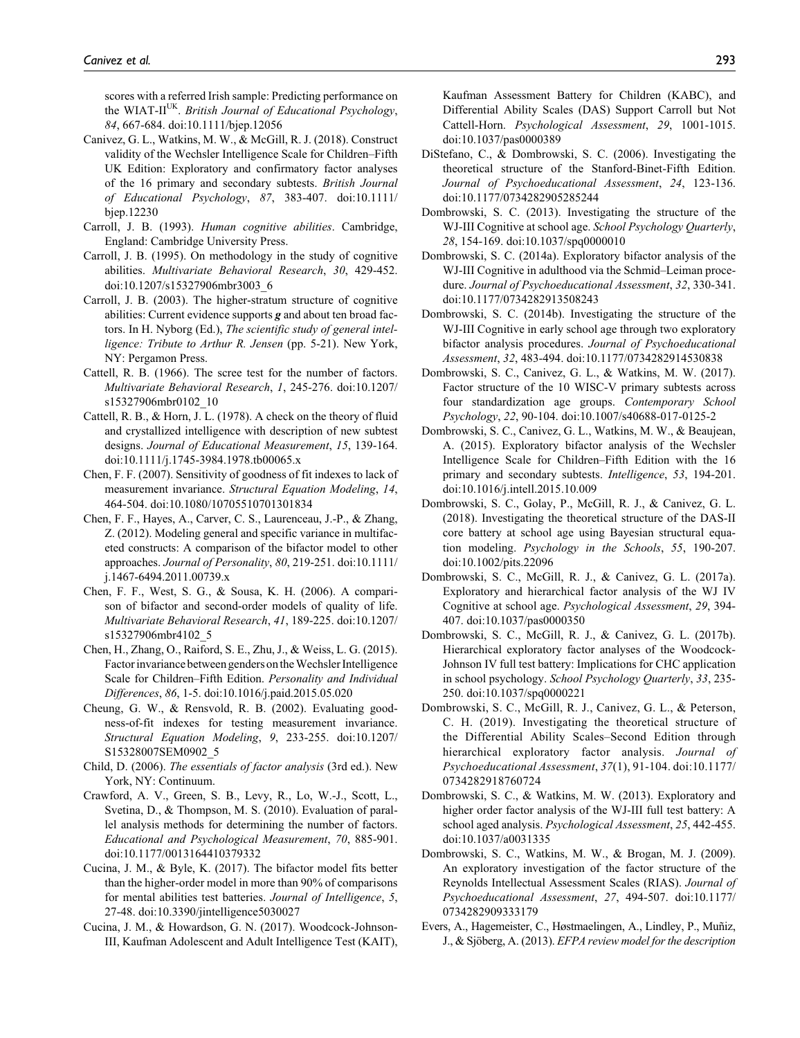scores with a referred Irish sample: Predicting performance on the WIAT-II[UK]. *British Journal of Educational Psychology*, *84*, 667-684. doi:10.1111/bjep.12056

Canivez, G. L., Watkins, M. W., & McGill, R. J. (2018). Construct validity of the Wechsler Intelligence Scale for Children–Fifth UK Edition: Exploratory and confirmatory factor analyses of the 16 primary and secondary subtests. *British Journal of Educational Psychology*, *87*, 383-407. doi:10.1111/bjep.12230

Carroll, J. B. (1993). *Human cognitive abilities*. Cambridge, England: Cambridge University Press.

Carroll, J. B. (1995). On methodology in the study of cognitive abilities. *Multivariate Behavioral Research*, *30*, 429-452. doi:10.1207/s15327906mbr3003_6

Carroll, J. B. (2003). The higher-stratum structure of cognitive abilities: Current evidence supports ***g*** and about ten broad factors. In H. Nyborg (Ed.), *The scientific study of general intelligence: Tribute to Arthur R. Jensen* (pp. 5-21). New York, NY: Pergamon Press.

Cattell, R. B. (1966). The scree test for the number of factors. *Multivariate Behavioral Research*, *1*, 245-276. doi:10.1207/s15327906mbr0102_10

Cattell, R. B., & Horn, J. L. (1978). A check on the theory of fluid and crystallized intelligence with description of new subtest designs. *Journal of Educational Measurement*, *15*, 139-164. doi:10.1111/j.1745-3984.1978.tb00065.x

Chen, F. F. (2007). Sensitivity of goodness of fit indexes to lack of measurement invariance. *Structural Equation Modeling*, *14*, 464-504. doi:10.1080/10705510701301834

Chen, F. F., Hayes, A., Carver, C. S., Laurenceau, J.-P., & Zhang, Z. (2012). Modeling general and specific variance in multifaceted constructs: A comparison of the bifactor model to other approaches. *Journal of Personality*, *80*, 219-251. doi:10.1111/j.1467-6494.2011.00739.x

Chen, F. F., West, S. G., & Sousa, K. H. (2006). A comparison of bifactor and second-order models of quality of life. *Multivariate Behavioral Research*, *41*, 189-225. doi:10.1207/s15327906mbr4102_5

Chen, H., Zhang, O., Raiford, S. E., Zhu, J., & Weiss, L. G. (2015). Factor invariance between genders on the Wechsler Intelligence Scale for Children–Fifth Edition. *Personality and Individual Differences*, *86*, 1-5. doi:10.1016/j.paid.2015.05.020

Cheung, G. W., & Rensvold, R. B. (2002). Evaluating goodness-of-fit indexes for testing measurement invariance. *Structural Equation Modeling*, *9*, 233-255. doi:10.1207/S15328007SEM0902_5

Child, D. (2006). *The essentials of factor analysis* (3rd ed.). New York, NY: Continuum.

Crawford, A. V., Green, S. B., Levy, R., Lo, W.-J., Scott, L., Svetina, D., & Thompson, M. S. (2010). Evaluation of parallel analysis methods for determining the number of factors. *Educational and Psychological Measurement*, *70*, 885-901. doi:10.1177/0013164410379332

Cucina, J. M., & Byle, K. (2017). The bifactor model fits better than the higher-order model in more than 90% of comparisons for mental abilities test batteries. *Journal of Intelligence*, *5*, 27-48. doi:10.3390/jintelligence5030027

Cucina, J. M., & Howardson, G. N. (2017). Woodcock-Johnson-III, Kaufman Adolescent and Adult Intelligence Test (KAIT), Kaufman Assessment Battery for Children (KABC), and Differential Ability Scales (DAS) Support Carroll but Not Cattell-Horn. *Psychological Assessment*, *29*, 1001-1015. doi:10.1037/pas0000389

DiStefano, C., & Dombrowski, S. C. (2006). Investigating the theoretical structure of the Stanford-Binet-Fifth Edition. *Journal of Psychoeducational Assessment*, *24*, 123-136. doi:10.1177/0734282905285244

Dombrowski, S. C. (2013). Investigating the structure of the WJ-III Cognitive at school age. *School Psychology Quarterly*, *28*, 154-169. doi:10.1037/spq0000010

Dombrowski, S. C. (2014a). Exploratory bifactor analysis of the WJ-III Cognitive in adulthood via the Schmid–Leiman procedure. *Journal of Psychoeducational Assessment*, *32*, 330-341. doi:10.1177/0734282913508243

Dombrowski, S. C. (2014b). Investigating the structure of the WJ-III Cognitive in early school age through two exploratory bifactor analysis procedures. *Journal of Psychoeducational Assessment*, *32*, 483-494. doi:10.1177/0734282914530838

Dombrowski, S. C., Canivez, G. L., & Watkins, M. W. (2017). Factor structure of the 10 WISC-V primary subtests across four standardization age groups. *Contemporary School Psychology*, *22*, 90-104. doi:10.1007/s40688-017-0125-2

Dombrowski, S. C., Canivez, G. L., Watkins, M. W., & Beaujean, A. (2015). Exploratory bifactor analysis of the Wechsler Intelligence Scale for Children–Fifth Edition with the 16 primary and secondary subtests. *Intelligence*, *53*, 194-201. doi:10.1016/j.intell.2015.10.009

Dombrowski, S. C., Golay, P., McGill, R. J., & Canivez, G. L. (2018). Investigating the theoretical structure of the DAS-II core battery at school age using Bayesian structural equation modeling. *Psychology in the Schools*, *55*, 190-207. doi:10.1002/pits.22096

Dombrowski, S. C., McGill, R. J., & Canivez, G. L. (2017a). Exploratory and hierarchical factor analysis of the WJ IV Cognitive at school age. *Psychological Assessment*, *29*, 394-407. doi:10.1037/pas0000350

Dombrowski, S. C., McGill, R. J., & Canivez, G. L. (2017b). Hierarchical exploratory factor analyses of the Woodcock-Johnson IV full test battery: Implications for CHC application in school psychology. *School Psychology Quarterly*, *33*, 235-250. doi:10.1037/spq0000221

Dombrowski, S. C., McGill, R. J., Canivez, G. L., & Peterson, C. H. (2019). Investigating the theoretical structure of the Differential Ability Scales–Second Edition through hierarchical exploratory factor analysis. *Journal of Psychoeducational Assessment*, *37*(1), 91-104. doi:10.1177/0734282918760724

Dombrowski, S. C., & Watkins, M. W. (2013). Exploratory and higher order factor analysis of the WJ-III full test battery: A school aged analysis. *Psychological Assessment*, *25*, 442-455. doi:10.1037/a0031335

Dombrowski, S. C., Watkins, M. W., & Brogan, M. J. (2009). An exploratory investigation of the factor structure of the Reynolds Intellectual Assessment Scales (RIAS). *Journal of Psychoeducational Assessment*, *27*, 494-507. doi:10.1177/0734282909333179

Evers, A., Hagemeister, C., Høstmaelingen, A., Lindley, P., Muñiz, J., & Sjöberg, A. (2013). *EFPA review model for the description*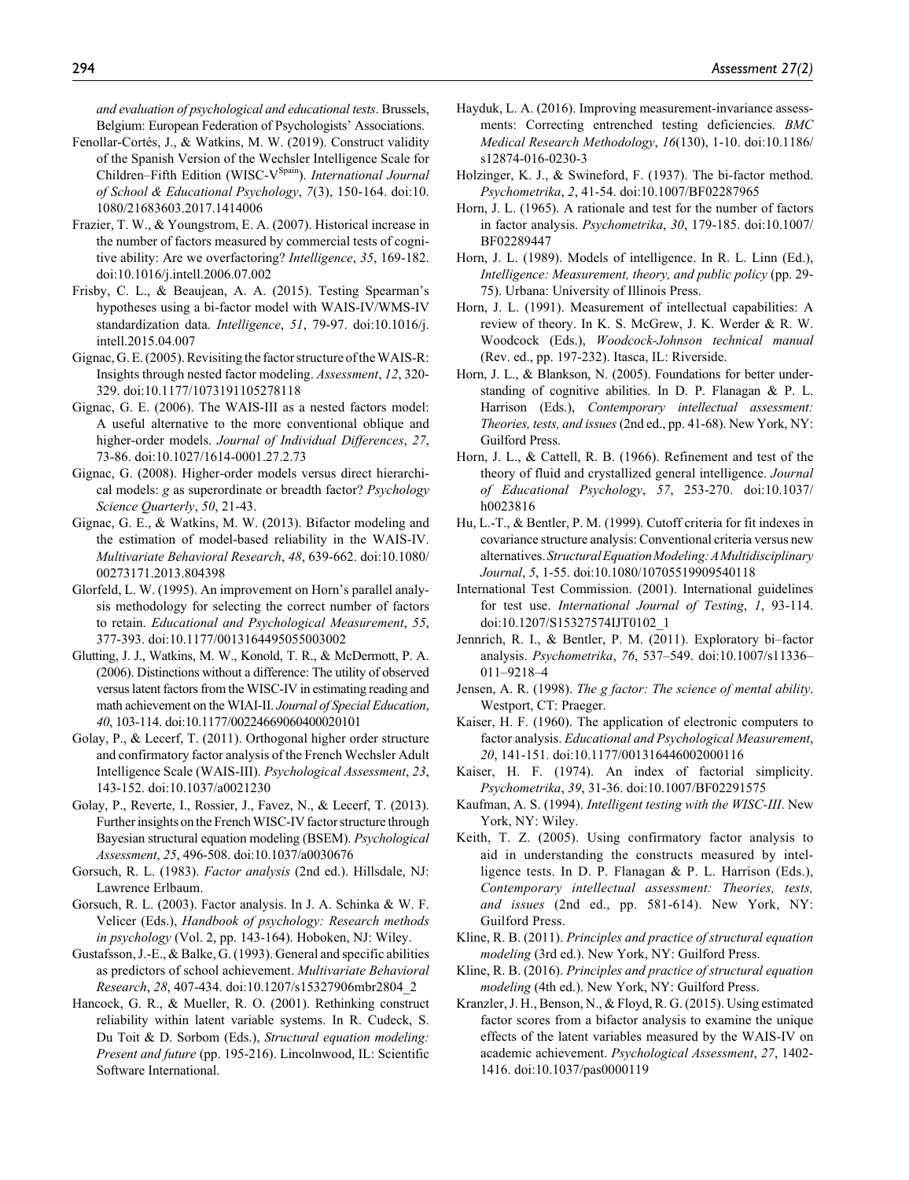*and evaluation of psychological and educational tests*. Brussels, Belgium: European Federation of Psychologists' Associations.

Fenollar-Cortés, J., & Watkins, M. W. (2019). Construct validity of the Spanish Version of the Wechsler Intelligence Scale for Children–Fifth Edition (WISC-V[Spain]). *International Journal of School & Educational Psychology*, *7*(3), 150-164. doi:10.1080/21683603.2017.1414006

Frazier, T. W., & Youngstrom, E. A. (2007). Historical increase in the number of factors measured by commercial tests of cognitive ability: Are we overfactoring? *Intelligence*, *35*, 169-182. doi:10.1016/j.intell.2006.07.002

Frisby, C. L., & Beaujean, A. A. (2015). Testing Spearman's hypotheses using a bi-factor model with WAIS-IV/WMS-IV standardization data. *Intelligence*, *51*, 79-97. doi:10.1016/j.intell.2015.04.007

Gignac, G. E. (2005). Revisiting the factor structure of the WAIS-R: Insights through nested factor modeling. *Assessment*, *12*, 320-329. doi:10.1177/1073191105278118

Gignac, G. E. (2006). The WAIS-III as a nested factors model: A useful alternative to the more conventional oblique and higher-order models. *Journal of Individual Differences*, *27*, 73-86. doi:10.1027/1614-0001.27.2.73

Gignac, G. (2008). Higher-order models versus direct hierarchical models: *g* as superordinate or breadth factor? *Psychology Science Quarterly*, *50*, 21-43.

Gignac, G. E., & Watkins, M. W. (2013). Bifactor modeling and the estimation of model-based reliability in the WAIS-IV. *Multivariate Behavioral Research*, *48*, 639-662. doi:10.1080/00273171.2013.804398

Glorfeld, L. W. (1995). An improvement on Horn's parallel analysis methodology for selecting the correct number of factors to retain. *Educational and Psychological Measurement*, *55*, 377-393. doi:10.1177/0013164495055003002

Glutting, J. J., Watkins, M. W., Konold, T. R., & McDermott, P. A. (2006). Distinctions without a difference: The utility of observed versus latent factors from the WISC-IV in estimating reading and math achievement on the WIAI-II. *Journal of Special Education*, *40*, 103-114. doi:10.1177/00224669060400020101

Golay, P., & Lecerf, T. (2011). Orthogonal higher order structure and confirmatory factor analysis of the French Wechsler Adult Intelligence Scale (WAIS-III). *Psychological Assessment*, *23*, 143-152. doi:10.1037/a0021230

Golay, P., Reverte, I., Rossier, J., Favez, N., & Lecerf, T. (2013). Further insights on the French WISC-IV factor structure through Bayesian structural equation modeling (BSEM). *Psychological Assessment*, *25*, 496-508. doi:10.1037/a0030676

Gorsuch, R. L. (1983). *Factor analysis* (2nd ed.). Hillsdale, NJ: Lawrence Erlbaum.

Gorsuch, R. L. (2003). Factor analysis. In J. A. Schinka & W. F. Velicer (Eds.), *Handbook of psychology: Research methods in psychology* (Vol. 2, pp. 143-164). Hoboken, NJ: Wiley.

Gustafsson, J.-E., & Balke, G. (1993). General and specific abilities as predictors of school achievement. *Multivariate Behavioral Research*, *28*, 407-434. doi:10.1207/s15327906mbr2804_2

Hancock, G. R., & Mueller, R. O. (2001). Rethinking construct reliability within latent variable systems. In R. Cudeck, S. Du Toit & D. Sorbom (Eds.), *Structural equation modeling: Present and future* (pp. 195-216). Lincolnwood, IL: Scientific Software International.

Hayduk, L. A. (2016). Improving measurement-invariance assessments: Correcting entrenched testing deficiencies. *BMC Medical Research Methodology*, *16*(130), 1-10. doi:10.1186/s12874-016-0230-3

Holzinger, K. J., & Swineford, F. (1937). The bi-factor method. *Psychometrika*, *2*, 41-54. doi:10.1007/BF02287965

Horn, J. L. (1965). A rationale and test for the number of factors in factor analysis. *Psychometrika*, *30*, 179-185. doi:10.1007/BF02289447

Horn, J. L. (1989). Models of intelligence. In R. L. Linn (Ed.), *Intelligence: Measurement, theory, and public policy* (pp. 29-75). Urbana: University of Illinois Press.

Horn, J. L. (1991). Measurement of intellectual capabilities: A review of theory. In K. S. McGrew, J. K. Werder & R. W. Woodcock (Eds.), *Woodcock-Johnson technical manual* (Rev. ed., pp. 197-232). Itasca, IL: Riverside.

Horn, J. L., & Blankson, N. (2005). Foundations for better understanding of cognitive abilities. In D. P. Flanagan & P. L. Harrison (Eds.), *Contemporary intellectual assessment: Theories, tests, and issues* (2nd ed., pp. 41-68). New York, NY: Guilford Press.

Horn, J. L., & Cattell, R. B. (1966). Refinement and test of the theory of fluid and crystallized general intelligence. *Journal of Educational Psychology*, *57*, 253-270. doi:10.1037/h0023816

Hu, L.-T., & Bentler, P. M. (1999). Cutoff criteria for fit indexes in covariance structure analysis: Conventional criteria versus new alternatives. *Structural Equation Modeling: A Multidisciplinary Journal*, *5*, 1-55. doi:10.1080/10705519909540118

International Test Commission. (2001). International guidelines for test use. *International Journal of Testing*, *1*, 93-114. doi:10.1207/S15327574IJT0102_1

Jennrich, R. I., & Bentler, P. M. (2011). Exploratory bi–factor analysis. *Psychometrika*, *76*, 537–549. doi:10.1007/s11336–011–9218–4

Jensen, A. R. (1998). *The g factor: The science of mental ability*. Westport, CT: Praeger.

Kaiser, H. F. (1960). The application of electronic computers to factor analysis. *Educational and Psychological Measurement*, *20*, 141-151. doi:10.1177/001316446002000116

Kaiser, H. F. (1974). An index of factorial simplicity. *Psychometrika*, *39*, 31-36. doi:10.1007/BF02291575

Kaufman, A. S. (1994). *Intelligent testing with the WISC-III*. New York, NY: Wiley.

Keith, T. Z. (2005). Using confirmatory factor analysis to aid in understanding the constructs measured by intelligence tests. In D. P. Flanagan & P. L. Harrison (Eds.), *Contemporary intellectual assessment: Theories, tests, and issues* (2nd ed., pp. 581-614). New York, NY: Guilford Press.

Kline, R. B. (2011). *Principles and practice of structural equation modeling* (3rd ed.). New York, NY: Guilford Press.

Kline, R. B. (2016). *Principles and practice of structural equation modeling* (4th ed.). New York, NY: Guilford Press.

Kranzler, J. H., Benson, N., & Floyd, R. G. (2015). Using estimated factor scores from a bifactor analysis to examine the unique effects of the latent variables measured by the WAIS-IV on academic achievement. *Psychological Assessment*, *27*, 1402-1416. doi:10.1037/pas0000119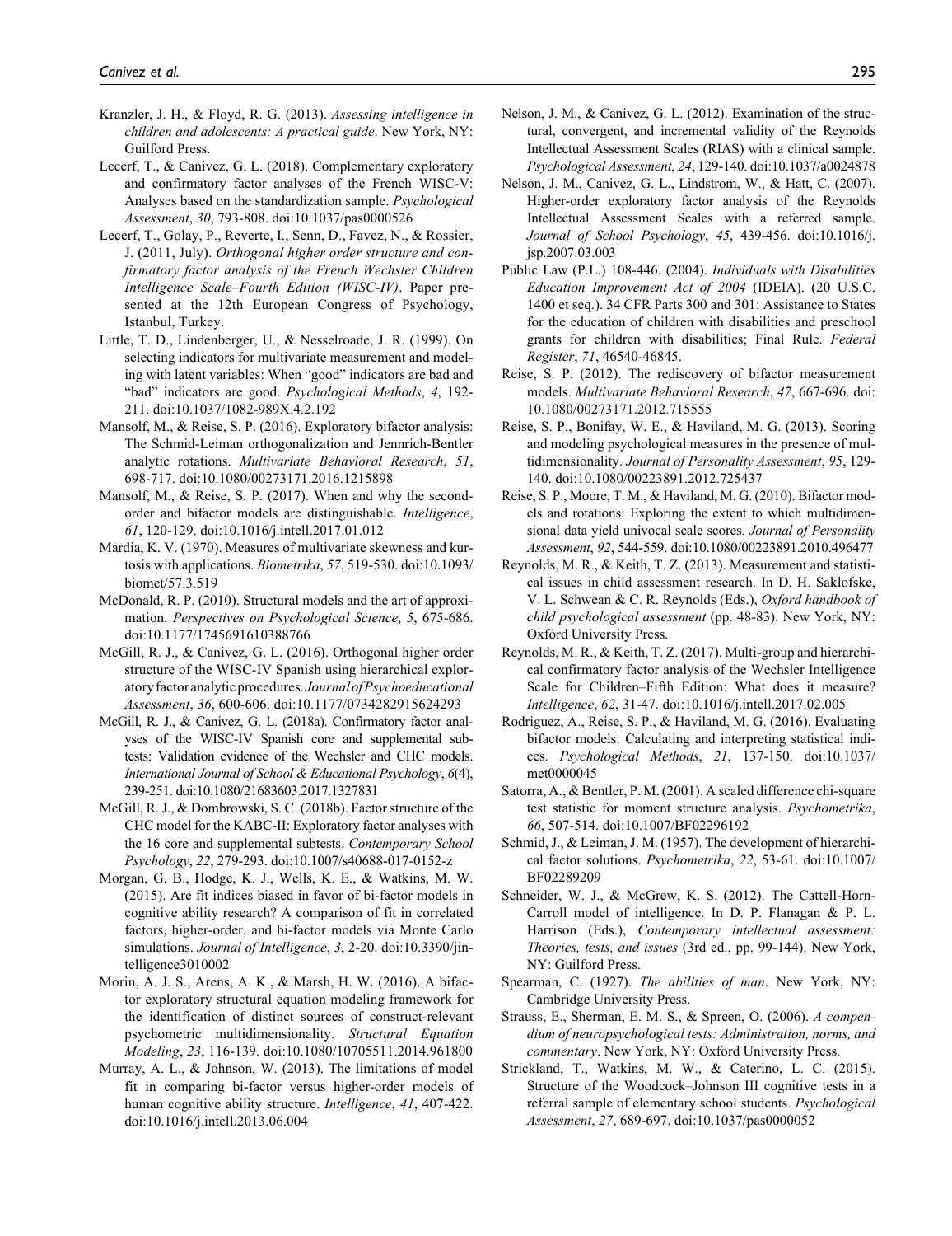Kranzler, J. H., & Floyd, R. G. (2013). *Assessing intelligence in children and adolescents: A practical guide*. New York, NY: Guilford Press.

Lecerf, T., & Canivez, G. L. (2018). Complementary exploratory and confirmatory factor analyses of the French WISC-V: Analyses based on the standardization sample. *Psychological Assessment*, *30*, 793-808. doi:10.1037/pas0000526

Lecerf, T., Golay, P., Reverte, I., Senn, D., Favez, N., & Rossier, J. (2011, July). *Orthogonal higher order structure and confirmatory factor analysis of the French Wechsler Children Intelligence Scale–Fourth Edition (WISC-IV)*. Paper presented at the 12th European Congress of Psychology, Istanbul, Turkey.

Little, T. D., Lindenberger, U., & Nesselroade, J. R. (1999). On selecting indicators for multivariate measurement and modeling with latent variables: When "good" indicators are bad and "bad" indicators are good. *Psychological Methods*, *4*, 192-211. doi:10.1037/1082-989X.4.2.192

Mansolf, M., & Reise, S. P. (2016). Exploratory bifactor analysis: The Schmid-Leiman orthogonalization and Jennrich-Bentler analytic rotations. *Multivariate Behavioral Research*, *51*, 698-717. doi:10.1080/00273171.2016.1215898

Mansolf, M., & Reise, S. P. (2017). When and why the second-order and bifactor models are distinguishable. *Intelligence*, *61*, 120-129. doi:10.1016/j.intell.2017.01.012

Mardia, K. V. (1970). Measures of multivariate skewness and kurtosis with applications. *Biometrika*, *57*, 519-530. doi:10.1093/biomet/57.3.519

McDonald, R. P. (2010). Structural models and the art of approximation. *Perspectives on Psychological Science*, *5*, 675-686. doi:10.1177/1745691610388766

McGill, R. J., & Canivez, G. L. (2016). Orthogonal higher order structure of the WISC-IV Spanish using hierarchical exploratory factor analytic procedures. *Journal of Psychoeducational Assessment*, *36*, 600-606. doi:10.1177/0734282915624293

McGill, R. J., & Canivez, G. L. (2018a). Confirmatory factor analyses of the WISC-IV Spanish core and supplemental subtests: Validation evidence of the Wechsler and CHC models. *International Journal of School & Educational Psychology*, *6*(4), 239-251. doi:10.1080/21683603.2017.1327831

McGill, R. J., & Dombrowski, S. C. (2018b). Factor structure of the CHC model for the KABC-II: Exploratory factor analyses with the 16 core and supplemental subtests. *Contemporary School Psychology*, *22*, 279-293. doi:10.1007/s40688-017-0152-z

Morgan, G. B., Hodge, K. J., Wells, K. E., & Watkins, M. W. (2015). Are fit indices biased in favor of bi-factor models in cognitive ability research? A comparison of fit in correlated factors, higher-order, and bi-factor models via Monte Carlo simulations. *Journal of Intelligence*, *3*, 2-20. doi:10.3390/jintelligence3010002

Morin, A. J. S., Arens, A. K., & Marsh, H. W. (2016). A bifactor exploratory structural equation modeling framework for the identification of distinct sources of construct-relevant psychometric multidimensionality. *Structural Equation Modeling*, *23*, 116-139. doi:10.1080/10705511.2014.961800

Murray, A. L., & Johnson, W. (2013). The limitations of model fit in comparing bi-factor versus higher-order models of human cognitive ability structure. *Intelligence*, *41*, 407-422. doi:10.1016/j.intell.2013.06.004

Nelson, J. M., & Canivez, G. L. (2012). Examination of the structural, convergent, and incremental validity of the Reynolds Intellectual Assessment Scales (RIAS) with a clinical sample. *Psychological Assessment*, *24*, 129-140. doi:10.1037/a0024878

Nelson, J. M., Canivez, G. L., Lindstrom, W., & Hatt, C. (2007). Higher-order exploratory factor analysis of the Reynolds Intellectual Assessment Scales with a referred sample. *Journal of School Psychology*, *45*, 439-456. doi:10.1016/j.jsp.2007.03.003

Public Law (P.L.) 108-446. (2004). *Individuals with Disabilities Education Improvement Act of 2004* (IDEIA). (20 U.S.C. 1400 et seq.). 34 CFR Parts 300 and 301: Assistance to States for the education of children with disabilities and preschool grants for children with disabilities; Final Rule. *Federal Register*, *71*, 46540-46845.

Reise, S. P. (2012). The rediscovery of bifactor measurement models. *Multivariate Behavioral Research*, *47*, 667-696. doi:10.1080/00273171.2012.715555

Reise, S. P., Bonifay, W. E., & Haviland, M. G. (2013). Scoring and modeling psychological measures in the presence of multidimensionality. *Journal of Personality Assessment*, *95*, 129-140. doi:10.1080/00223891.2012.725437

Reise, S. P., Moore, T. M., & Haviland, M. G. (2010). Bifactor models and rotations: Exploring the extent to which multidimensional data yield univocal scale scores. *Journal of Personality Assessment*, *92*, 544-559. doi:10.1080/00223891.2010.496477

Reynolds, M. R., & Keith, T. Z. (2013). Measurement and statistical issues in child assessment research. In D. H. Saklofske, V. L. Schwean & C. R. Reynolds (Eds.), *Oxford handbook of child psychological assessment* (pp. 48-83). New York, NY: Oxford University Press.

Reynolds, M. R., & Keith, T. Z. (2017). Multi-group and hierarchical confirmatory factor analysis of the Wechsler Intelligence Scale for Children–Fifth Edition: What does it measure? *Intelligence*, *62*, 31-47. doi:10.1016/j.intell.2017.02.005

Rodriguez, A., Reise, S. P., & Haviland, M. G. (2016). Evaluating bifactor models: Calculating and interpreting statistical indices. *Psychological Methods*, *21*, 137-150. doi:10.1037/met0000045

Satorra, A., & Bentler, P. M. (2001). A scaled difference chi-square test statistic for moment structure analysis. *Psychometrika*, *66*, 507-514. doi:10.1007/BF02296192

Schmid, J., & Leiman, J. M. (1957). The development of hierarchical factor solutions. *Psychometrika*, *22*, 53-61. doi:10.1007/BF02289209

Schneider, W. J., & McGrew, K. S. (2012). The Cattell-Horn-Carroll model of intelligence. In D. P. Flanagan & P. L. Harrison (Eds.), *Contemporary intellectual assessment: Theories, tests, and issues* (3rd ed., pp. 99-144). New York, NY: Guilford Press.

Spearman, C. (1927). *The abilities of man*. New York, NY: Cambridge University Press.

Strauss, E., Sherman, E. M. S., & Spreen, O. (2006). *A compendium of neuropsychological tests: Administration, norms, and commentary*. New York, NY: Oxford University Press.

Strickland, T., Watkins, M. W., & Caterino, L. C. (2015). Structure of the Woodcock–Johnson III cognitive tests in a referral sample of elementary school students. *Psychological Assessment*, *27*, 689-697. doi:10.1037/pas0000052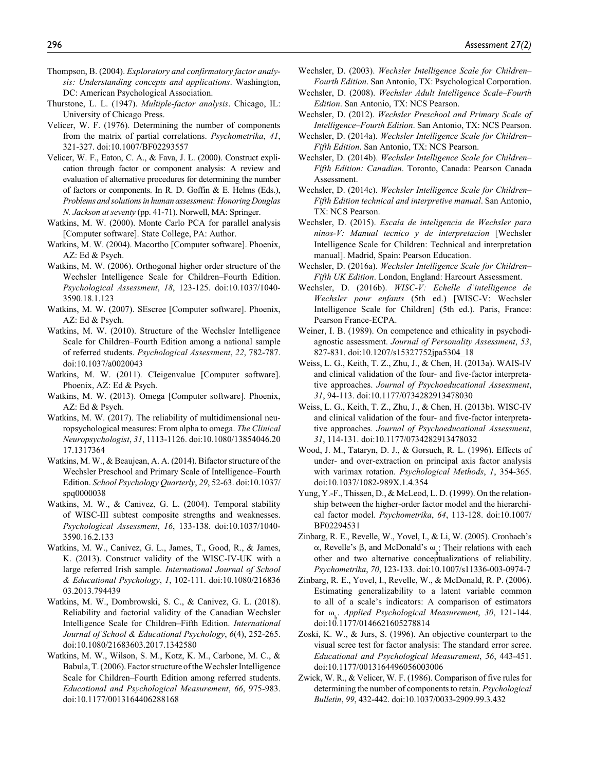Thompson, B. (2004). *Exploratory and confirmatory factor analysis: Understanding concepts and applications*. Washington, DC: American Psychological Association.

Thurstone, L. L. (1947). *Multiple-factor analysis*. Chicago, IL: University of Chicago Press.

Velicer, W. F. (1976). Determining the number of components from the matrix of partial correlations. *Psychometrika*, *41*, 321-327. doi:10.1007/BF02293557

Velicer, W. F., Eaton, C. A., & Fava, J. L. (2000). Construct explication through factor or component analysis: A review and evaluation of alternative procedures for determining the number of factors or components. In R. D. Goffin & E. Helms (Eds.), *Problems and solutions in human assessment: Honoring Douglas N. Jackson at seventy* (pp. 41-71). Norwell, MA: Springer.

Watkins, M. W. (2000). Monte Carlo PCA for parallel analysis [Computer software]. State College, PA: Author.

Watkins, M. W. (2004). Macortho [Computer software]. Phoenix, AZ: Ed & Psych.

Watkins, M. W. (2006). Orthogonal higher order structure of the Wechsler Intelligence Scale for Children–Fourth Edition. *Psychological Assessment*, *18*, 123-125. doi:10.1037/1040-3590.18.1.123

Watkins, M. W. (2007). SEscree [Computer software]. Phoenix, AZ: Ed & Psych.

Watkins, M. W. (2010). Structure of the Wechsler Intelligence Scale for Children–Fourth Edition among a national sample of referred students. *Psychological Assessment*, *22*, 782-787. doi:10.1037/a0020043

Watkins, M. W. (2011). CIeigenvalue [Computer software]. Phoenix, AZ: Ed & Psych.

Watkins, M. W. (2013). Omega [Computer software]. Phoenix, AZ: Ed & Psych.

Watkins, M. W. (2017). The reliability of multidimensional neuropsychological measures: From alpha to omega. *The Clinical Neuropsychologist*, *31*, 1113-1126. doi:10.1080/13854046.2017.1317364

Watkins, M. W., & Beaujean, A. A. (2014). Bifactor structure of the Wechsler Preschool and Primary Scale of Intelligence–Fourth Edition. *School Psychology Quarterly*, *29*, 52-63. doi:10.1037/spq0000038

Watkins, M. W., & Canivez, G. L. (2004). Temporal stability of WISC-III subtest composite strengths and weaknesses. *Psychological Assessment*, *16*, 133-138. doi:10.1037/1040-3590.16.2.133

Watkins, M. W., Canivez, G. L., James, T., Good, R., & James, K. (2013). Construct validity of the WISC-IV-UK with a large referred Irish sample. *International Journal of School & Educational Psychology*, *1*, 102-111. doi:10.1080/21683603.2013.794439

Watkins, M. W., Dombrowski, S. C., & Canivez, G. L. (2018). Reliability and factorial validity of the Canadian Wechsler Intelligence Scale for Children–Fifth Edition. *International Journal of School & Educational Psychology*, *6*(4), 252-265. doi:10.1080/21683603.2017.1342580

Watkins, M. W., Wilson, S. M., Kotz, K. M., Carbone, M. C., & Babula, T. (2006). Factor structure of the Wechsler Intelligence Scale for Children–Fourth Edition among referred students. *Educational and Psychological Measurement*, *66*, 975-983. doi:10.1177/0013164406288168

Wechsler, D. (2003). *Wechsler Intelligence Scale for Children–Fourth Edition*. San Antonio, TX: Psychological Corporation.

Wechsler, D. (2008). *Wechsler Adult Intelligence Scale–Fourth Edition*. San Antonio, TX: NCS Pearson.

Wechsler, D. (2012). *Wechsler Preschool and Primary Scale of Intelligence–Fourth Edition*. San Antonio, TX: NCS Pearson.

Wechsler, D. (2014a). *Wechsler Intelligence Scale for Children–Fifth Edition*. San Antonio, TX: NCS Pearson.

Wechsler, D. (2014b). *Wechsler Intelligence Scale for Children–Fifth Edition: Canadian*. Toronto, Canada: Pearson Canada Assessment.

Wechsler, D. (2014c). *Wechsler Intelligence Scale for Children–Fifth Edition technical and interpretive manual*. San Antonio, TX: NCS Pearson.

Wechsler, D. (2015). *Escala de inteligencia de Wechsler para ninos-V: Manual tecnico y de interpretacion* [Wechsler Intelligence Scale for Children: Technical and interpretation manual]. Madrid, Spain: Pearson Education.

Wechsler, D. (2016a). *Wechsler Intelligence Scale for Children–Fifth UK Edition*. London, England: Harcourt Assessment.

Wechsler, D. (2016b). *WISC-V: Echelle d'intelligence de Wechsler pour enfants* (5th ed.) [WISC-V: Wechsler Intelligence Scale for Children] (5th ed.). Paris, France: Pearson France-ECPA.

Weiner, I. B. (1989). On competence and ethicality in psychodiagnostic assessment. *Journal of Personality Assessment*, *53*, 827-831. doi:10.1207/s15327752jpa5304_18

Weiss, L. G., Keith, T. Z., Zhu, J., & Chen, H. (2013a). WAIS-IV and clinical validation of the four- and five-factor interpretative approaches. *Journal of Psychoeducational Assessment*, *31*, 94-113. doi:10.1177/0734282913478030

Weiss, L. G., Keith, T. Z., Zhu, J., & Chen, H. (2013b). WISC-IV and clinical validation of the four- and five-factor interpretative approaches. *Journal of Psychoeducational Assessment*, *31*, 114-131. doi:10.1177/0734282913478032

Wood, J. M., Tataryn, D. J., & Gorsuch, R. L. (1996). Effects of under- and over-extraction on principal axis factor analysis with varimax rotation. *Psychological Methods*, *1*, 354-365. doi:10.1037/1082-989X.1.4.354

Yung, Y.-F., Thissen, D., & McLeod, L. D. (1999). On the relationship between the higher-order factor model and the hierarchical factor model. *Psychometrika*, *64*, 113-128. doi:10.1007/BF02294531

Zinbarg, R. E., Revelle, W., Yovel, I., & Li, W. (2005). Cronbach's $\alpha$, Revelle's $\beta$, and McDonald's $\omega_h$: Their relations with each other and two alternative conceptualizations of reliability. *Psychometrika*, *70*, 123-133. doi:10.1007/s11336-003-0974-7

Zinbarg, R. E., Yovel, I., Revelle, W., & McDonald, R. P. (2006). Estimating generalizability to a latent variable common to all of a scale's indicators: A comparison of estimators for $\omega_h$. *Applied Psychological Measurement*, *30*, 121-144. doi:10.1177/0146621605278814

Zoski, K. W., & Jurs, S. (1996). An objective counterpart to the visual scree test for factor analysis: The standard error scree. *Educational and Psychological Measurement*, *56*, 443-451. doi:10.1177/0013164496056003006

Zwick, W. R., & Velicer, W. F. (1986). Comparison of five rules for determining the number of components to retain. *Psychological Bulletin*, *99*, 432-442. doi:10.1037/0033-2909.99.3.432